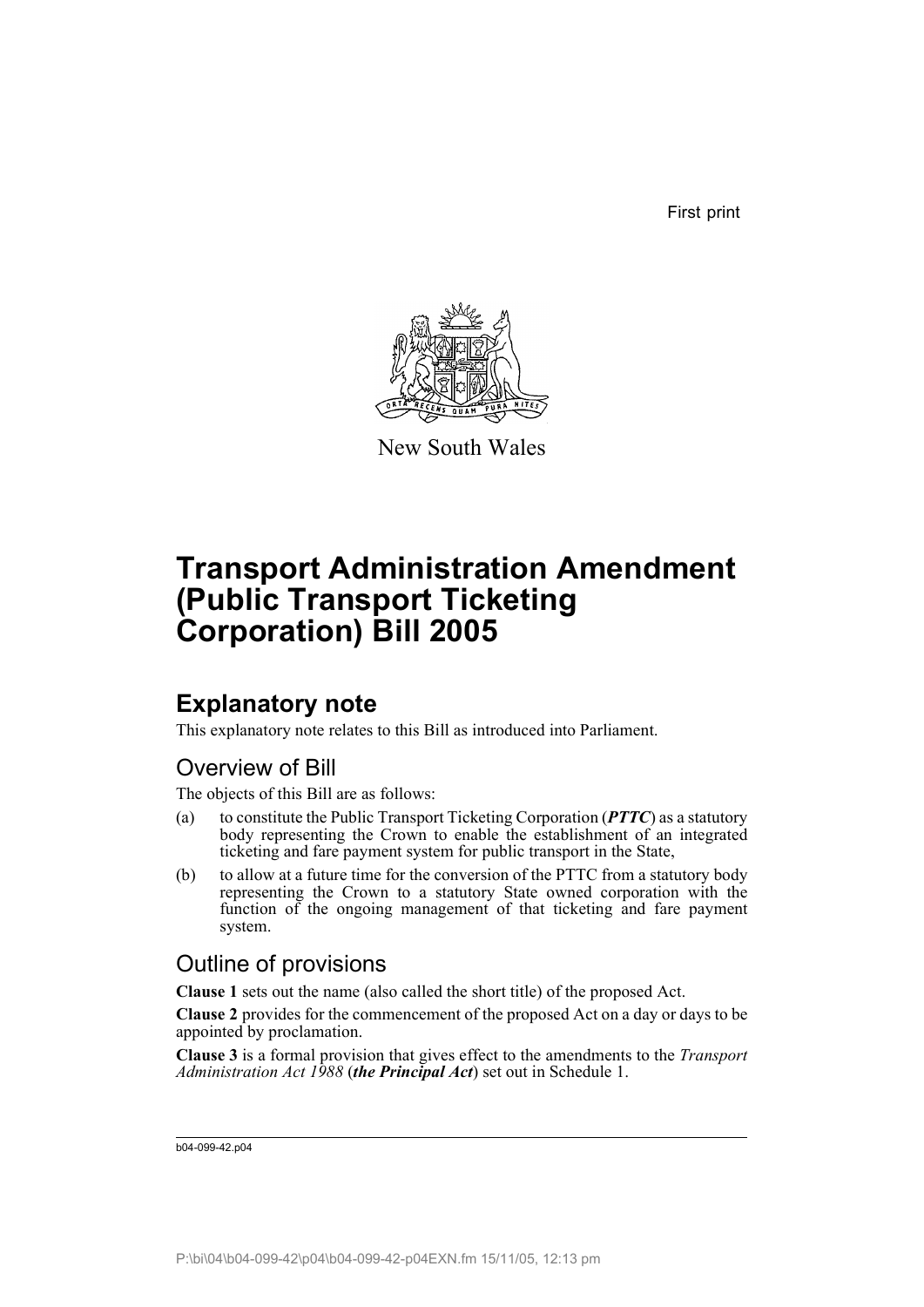First print

New South Wales

# Transport Administration Amendment (Public Transport Ticketing Corporation) Bill 2005

## Explanatory note

This explanatory note relates to this Bill as introduced into Parliament.

### Overview of Bill

The objects of this Bill are as follows:

(a) to constitute the Public Transport Ticketing Corporation (***PTTC***) as a statutory body representing the Crown to enable the establishment of an integrated ticketing and fare payment system for public transport in the State,

(b) to allow at a future time for the conversion of the PTTC from a statutory body representing the Crown to a statutory State owned corporation with the function of the ongoing management of that ticketing and fare payment system.

### Outline of provisions

**Clause 1** sets out the name (also called the short title) of the proposed Act.

**Clause 2** provides for the commencement of the proposed Act on a day or days to be appointed by proclamation.

**Clause 3** is a formal provision that gives effect to the amendments to the *Transport Administration Act 1988* (***the Principal Act***) set out in Schedule 1.

b04-099-42.p04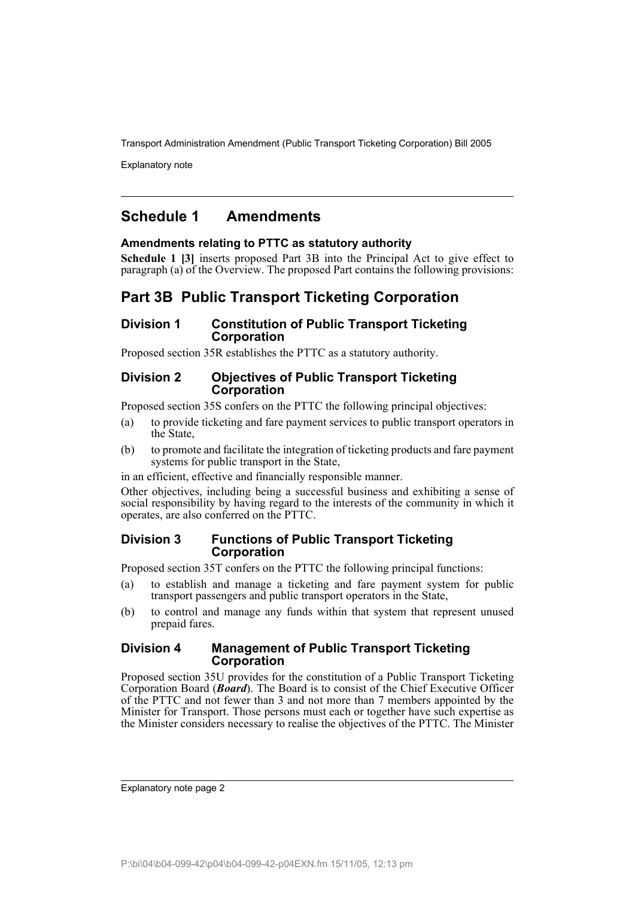## Schedule 1 Amendments

### Amendments relating to PTTC as statutory authority

**Schedule 1 [3]** inserts proposed Part 3B into the Principal Act to give effect to paragraph (a) of the Overview. The proposed Part contains the following provisions:

## Part 3B Public Transport Ticketing Corporation

### Division 1 Constitution of Public Transport Ticketing Corporation

Proposed section 35R establishes the PTTC as a statutory authority.

### Division 2 Objectives of Public Transport Ticketing Corporation

Proposed section 35S confers on the PTTC the following principal objectives:

(a) to provide ticketing and fare payment services to public transport operators in the State,

(b) to promote and facilitate the integration of ticketing products and fare payment systems for public transport in the State,

in an efficient, effective and financially responsible manner.

Other objectives, including being a successful business and exhibiting a sense of social responsibility by having regard to the interests of the community in which it operates, are also conferred on the PTTC.

### Division 3 Functions of Public Transport Ticketing Corporation

Proposed section 35T confers on the PTTC the following principal functions:

(a) to establish and manage a ticketing and fare payment system for public transport passengers and public transport operators in the State,

(b) to control and manage any funds within that system that represent unused prepaid fares.

### Division 4 Management of Public Transport Ticketing Corporation

Proposed section 35U provides for the constitution of a Public Transport Ticketing Corporation Board (***Board***). The Board is to consist of the Chief Executive Officer of the PTTC and not fewer than 3 and not more than 7 members appointed by the Minister for Transport. Those persons must each or together have such expertise as the Minister considers necessary to realise the objectives of the PTTC. The Minister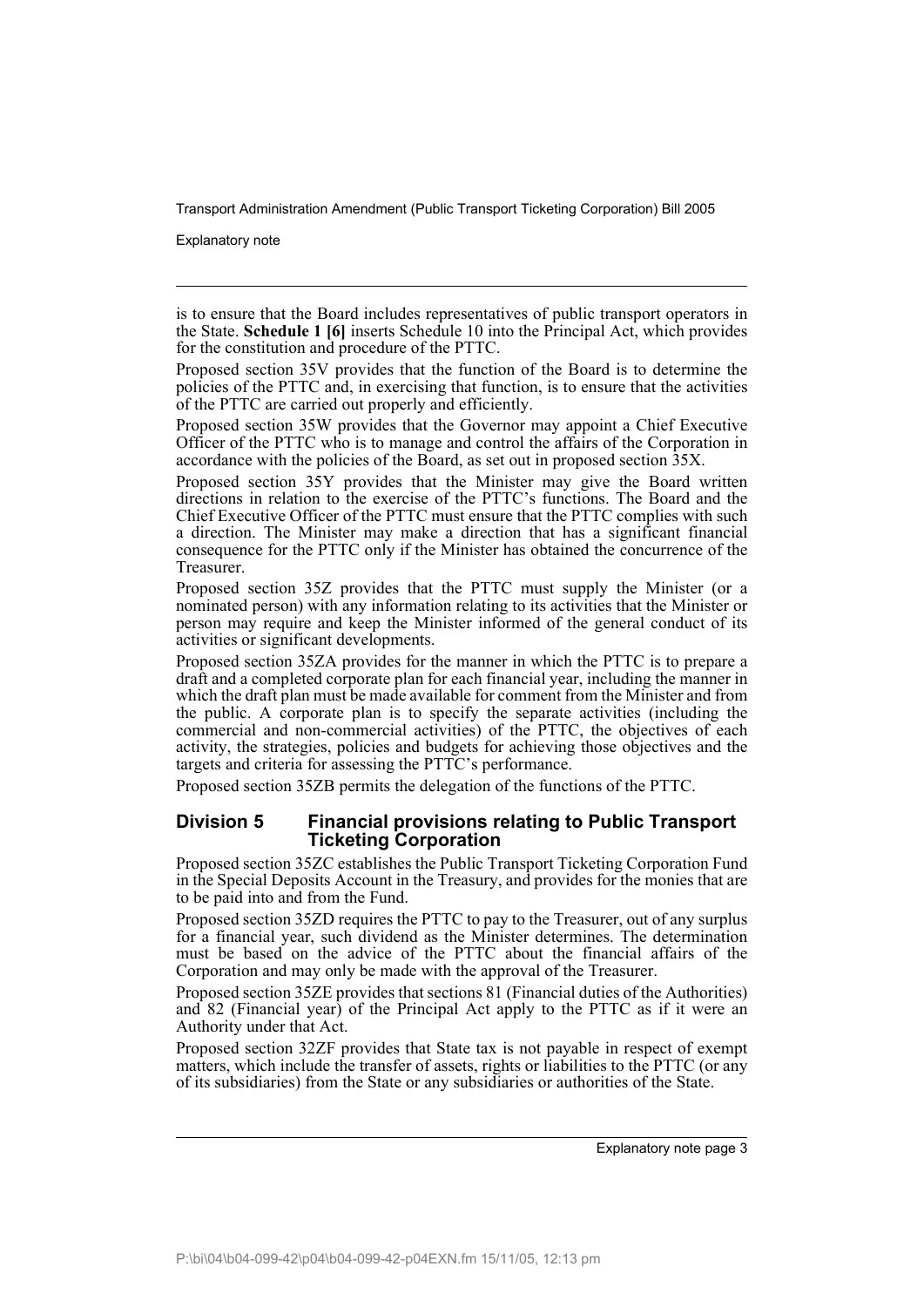is to ensure that the Board includes representatives of public transport operators in the State. **Schedule 1 [6]** inserts Schedule 10 into the Principal Act, which provides for the constitution and procedure of the PTTC.

Proposed section 35V provides that the function of the Board is to determine the policies of the PTTC and, in exercising that function, is to ensure that the activities of the PTTC are carried out properly and efficiently.

Proposed section 35W provides that the Governor may appoint a Chief Executive Officer of the PTTC who is to manage and control the affairs of the Corporation in accordance with the policies of the Board, as set out in proposed section 35X.

Proposed section 35Y provides that the Minister may give the Board written directions in relation to the exercise of the PTTC's functions. The Board and the Chief Executive Officer of the PTTC must ensure that the PTTC complies with such a direction. The Minister may make a direction that has a significant financial consequence for the PTTC only if the Minister has obtained the concurrence of the Treasurer.

Proposed section 35Z provides that the PTTC must supply the Minister (or a nominated person) with any information relating to its activities that the Minister or person may require and keep the Minister informed of the general conduct of its activities or significant developments.

Proposed section 35ZA provides for the manner in which the PTTC is to prepare a draft and a completed corporate plan for each financial year, including the manner in which the draft plan must be made available for comment from the Minister and from the public. A corporate plan is to specify the separate activities (including the commercial and non-commercial activities) of the PTTC, the objectives of each activity, the strategies, policies and budgets for achieving those objectives and the targets and criteria for assessing the PTTC's performance.

Proposed section 35ZB permits the delegation of the functions of the PTTC.

## Division 5 Financial provisions relating to Public Transport Ticketing Corporation

Proposed section 35ZC establishes the Public Transport Ticketing Corporation Fund in the Special Deposits Account in the Treasury, and provides for the monies that are to be paid into and from the Fund.

Proposed section 35ZD requires the PTTC to pay to the Treasurer, out of any surplus for a financial year, such dividend as the Minister determines. The determination must be based on the advice of the PTTC about the financial affairs of the Corporation and may only be made with the approval of the Treasurer.

Proposed section 35ZE provides that sections 81 (Financial duties of the Authorities) and 82 (Financial year) of the Principal Act apply to the PTTC as if it were an Authority under that Act.

Proposed section 32ZF provides that State tax is not payable in respect of exempt matters, which include the transfer of assets, rights or liabilities to the PTTC (or any of its subsidiaries) from the State or any subsidiaries or authorities of the State.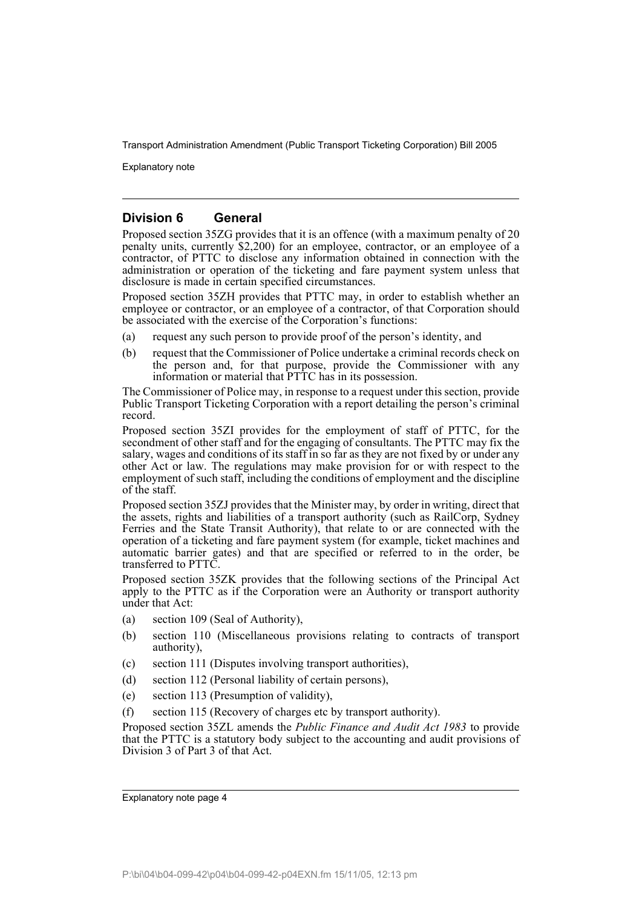## Division 6 General

Proposed section 35ZG provides that it is an offence (with a maximum penalty of 20 penalty units, currently $2,200) for an employee, contractor, or an employee of a contractor, of PTTC to disclose any information obtained in connection with the administration or operation of the ticketing and fare payment system unless that disclosure is made in certain specified circumstances.

Proposed section 35ZH provides that PTTC may, in order to establish whether an employee or contractor, or an employee of a contractor, of that Corporation should be associated with the exercise of the Corporation's functions:

(a) request any such person to provide proof of the person's identity, and

(b) request that the Commissioner of Police undertake a criminal records check on the person and, for that purpose, provide the Commissioner with any information or material that PTTC has in its possession.

The Commissioner of Police may, in response to a request under this section, provide Public Transport Ticketing Corporation with a report detailing the person's criminal record.

Proposed section 35ZI provides for the employment of staff of PTTC, for the secondment of other staff and for the engaging of consultants. The PTTC may fix the salary, wages and conditions of its staff in so far as they are not fixed by or under any other Act or law. The regulations may make provision for or with respect to the employment of such staff, including the conditions of employment and the discipline of the staff.

Proposed section 35ZJ provides that the Minister may, by order in writing, direct that the assets, rights and liabilities of a transport authority (such as RailCorp, Sydney Ferries and the State Transit Authority), that relate to or are connected with the operation of a ticketing and fare payment system (for example, ticket machines and automatic barrier gates) and that are specified or referred to in the order, be transferred to PTTC.

Proposed section 35ZK provides that the following sections of the Principal Act apply to the PTTC as if the Corporation were an Authority or transport authority under that Act:

(a) section 109 (Seal of Authority),

(b) section 110 (Miscellaneous provisions relating to contracts of transport authority),

(c) section 111 (Disputes involving transport authorities),

(d) section 112 (Personal liability of certain persons),

(e) section 113 (Presumption of validity),

(f) section 115 (Recovery of charges etc by transport authority).

Proposed section 35ZL amends the *Public Finance and Audit Act 1983* to provide that the PTTC is a statutory body subject to the accounting and audit provisions of Division 3 of Part 3 of that Act.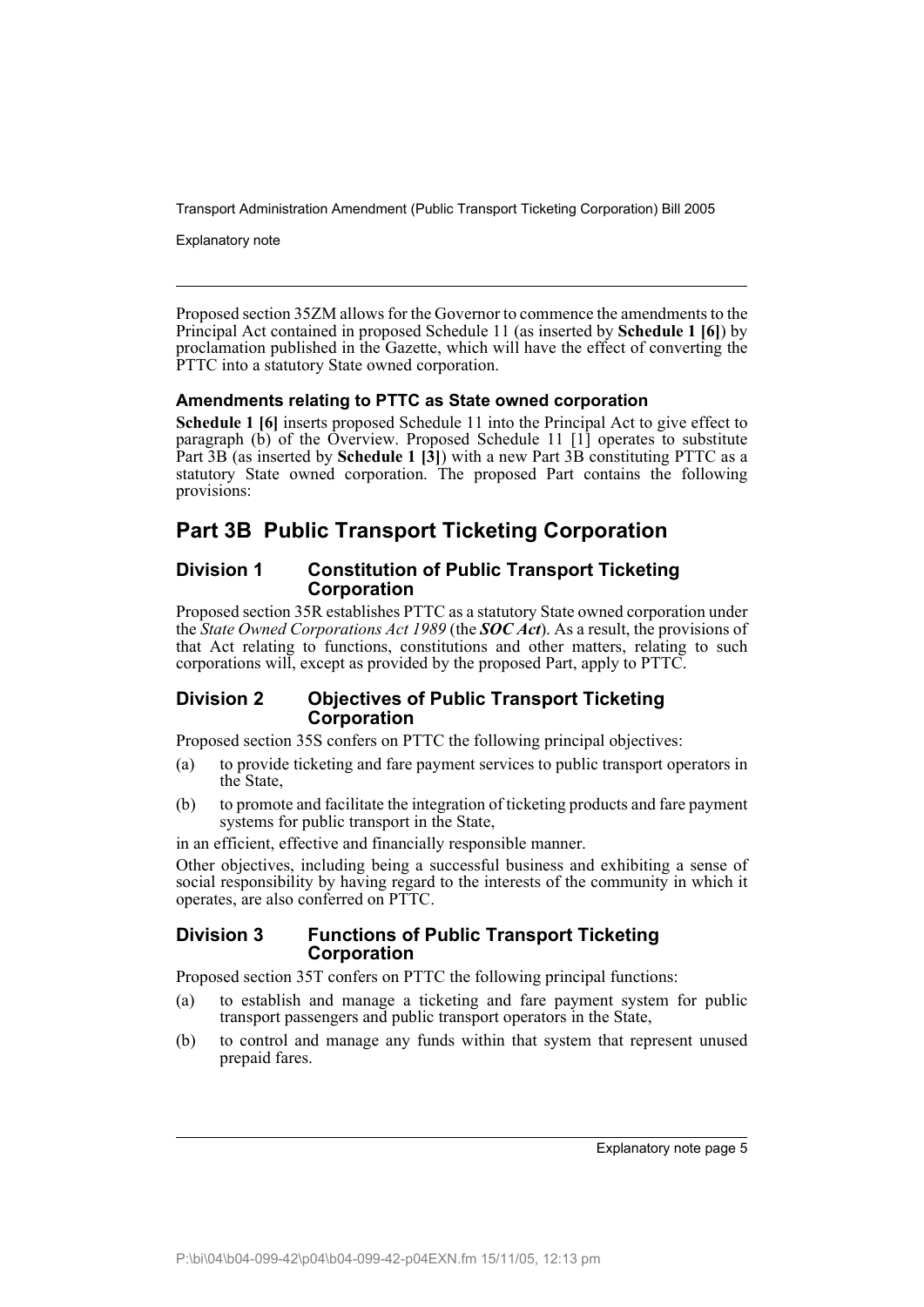Proposed section 35ZM allows for the Governor to commence the amendments to the Principal Act contained in proposed Schedule 11 (as inserted by **Schedule 1 [6]**) by proclamation published in the Gazette, which will have the effect of converting the PTTC into a statutory State owned corporation.

### Amendments relating to PTTC as State owned corporation

**Schedule 1 [6]** inserts proposed Schedule 11 into the Principal Act to give effect to paragraph (b) of the Overview. Proposed Schedule 11 [1] operates to substitute Part 3B (as inserted by **Schedule 1 [3]**) with a new Part 3B constituting PTTC as a statutory State owned corporation. The proposed Part contains the following provisions:

## Part 3B Public Transport Ticketing Corporation

### Division 1 Constitution of Public Transport Ticketing Corporation

Proposed section 35R establishes PTTC as a statutory State owned corporation under the *State Owned Corporations Act 1989* (the ***SOC Act***). As a result, the provisions of that Act relating to functions, constitutions and other matters, relating to such corporations will, except as provided by the proposed Part, apply to PTTC.

### Division 2 Objectives of Public Transport Ticketing Corporation

Proposed section 35S confers on PTTC the following principal objectives:

(a) to provide ticketing and fare payment services to public transport operators in the State,

(b) to promote and facilitate the integration of ticketing products and fare payment systems for public transport in the State,

in an efficient, effective and financially responsible manner.

Other objectives, including being a successful business and exhibiting a sense of social responsibility by having regard to the interests of the community in which it operates, are also conferred on PTTC.

### Division 3 Functions of Public Transport Ticketing Corporation

Proposed section 35T confers on PTTC the following principal functions:

(a) to establish and manage a ticketing and fare payment system for public transport passengers and public transport operators in the State,

(b) to control and manage any funds within that system that represent unused prepaid fares.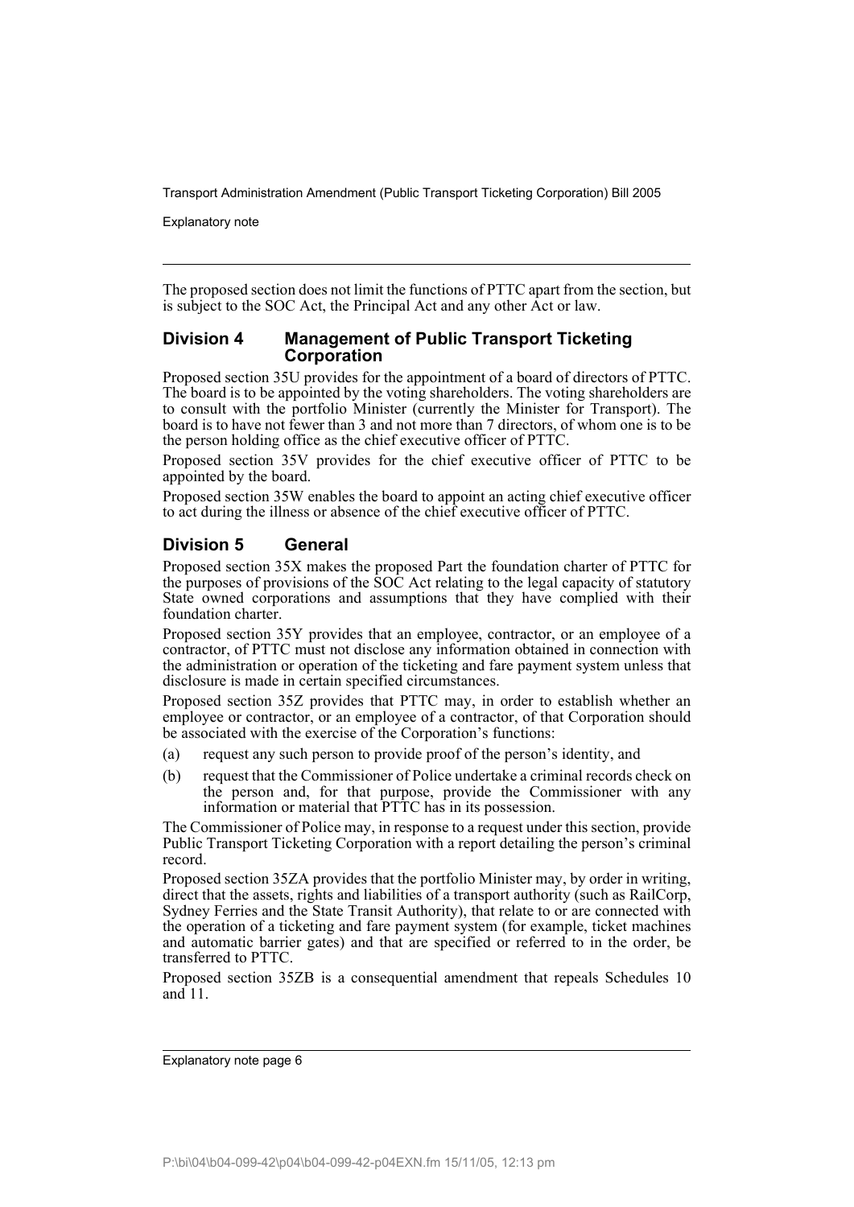The proposed section does not limit the functions of PTTC apart from the section, but is subject to the SOC Act, the Principal Act and any other Act or law.

## Division 4 Management of Public Transport Ticketing Corporation

Proposed section 35U provides for the appointment of a board of directors of PTTC. The board is to be appointed by the voting shareholders. The voting shareholders are to consult with the portfolio Minister (currently the Minister for Transport). The board is to have not fewer than 3 and not more than 7 directors, of whom one is to be the person holding office as the chief executive officer of PTTC.

Proposed section 35V provides for the chief executive officer of PTTC to be appointed by the board.

Proposed section 35W enables the board to appoint an acting chief executive officer to act during the illness or absence of the chief executive officer of PTTC.

## Division 5 General

Proposed section 35X makes the proposed Part the foundation charter of PTTC for the purposes of provisions of the SOC Act relating to the legal capacity of statutory State owned corporations and assumptions that they have complied with their foundation charter.

Proposed section 35Y provides that an employee, contractor, or an employee of a contractor, of PTTC must not disclose any information obtained in connection with the administration or operation of the ticketing and fare payment system unless that disclosure is made in certain specified circumstances.

Proposed section 35Z provides that PTTC may, in order to establish whether an employee or contractor, or an employee of a contractor, of that Corporation should be associated with the exercise of the Corporation's functions:

(a) request any such person to provide proof of the person's identity, and

(b) request that the Commissioner of Police undertake a criminal records check on the person and, for that purpose, provide the Commissioner with any information or material that PTTC has in its possession.

The Commissioner of Police may, in response to a request under this section, provide Public Transport Ticketing Corporation with a report detailing the person's criminal record.

Proposed section 35ZA provides that the portfolio Minister may, by order in writing, direct that the assets, rights and liabilities of a transport authority (such as RailCorp, Sydney Ferries and the State Transit Authority), that relate to or are connected with the operation of a ticketing and fare payment system (for example, ticket machines and automatic barrier gates) and that are specified or referred to in the order, be transferred to PTTC.

Proposed section 35ZB is a consequential amendment that repeals Schedules 10 and 11.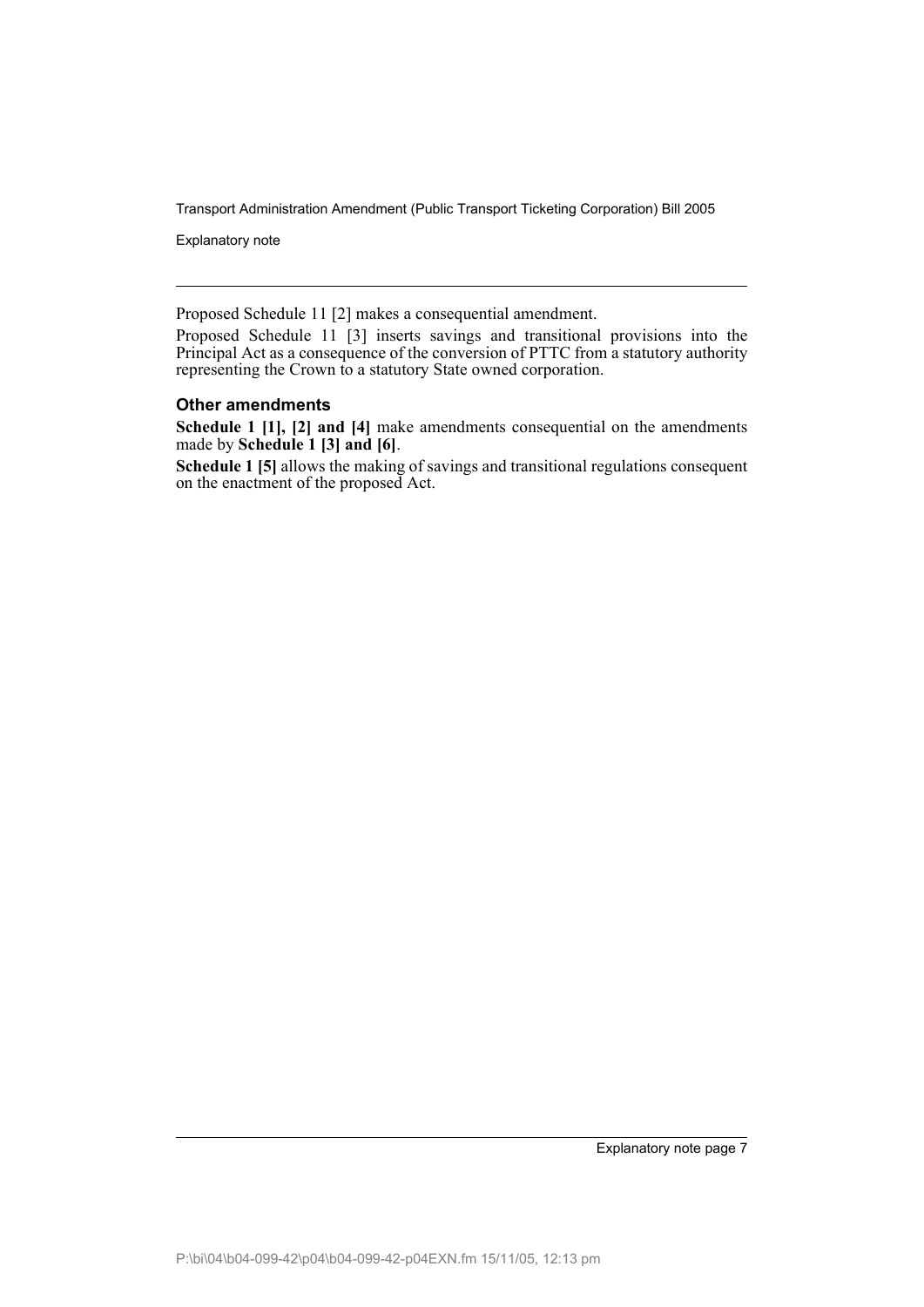Proposed Schedule 11 [2] makes a consequential amendment.

Proposed Schedule 11 [3] inserts savings and transitional provisions into the Principal Act as a consequence of the conversion of PTTC from a statutory authority representing the Crown to a statutory State owned corporation.

### Other amendments

**Schedule 1 [1], [2] and [4]** make amendments consequential on the amendments made by **Schedule 1 [3] and [6]**.

**Schedule 1 [5]** allows the making of savings and transitional regulations consequent on the enactment of the proposed Act.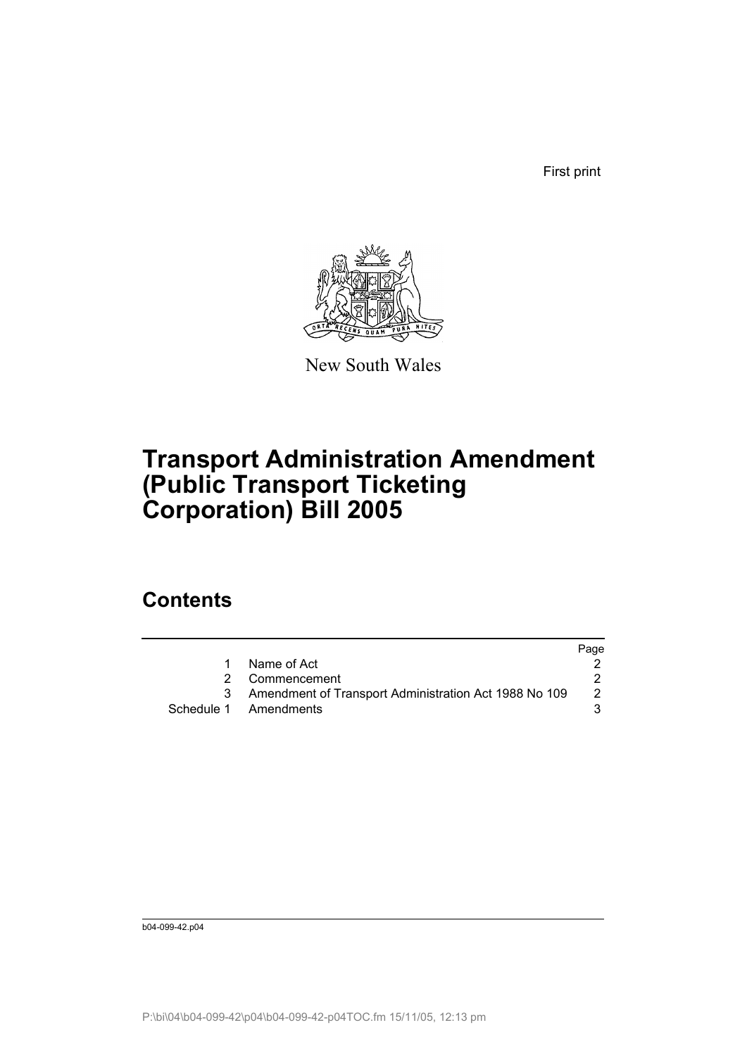First print

New South Wales

# Transport Administration Amendment (Public Transport Ticketing Corporation) Bill 2005

## Contents

| | | Page |
|---|---|---|
| 1 | Name of Act | 2 |
| 2 | Commencement | 2 |
| 3 | Amendment of Transport Administration Act 1988 No 109 | 2 |
| Schedule 1 | Amendments | 3 |

b04-099-42.p04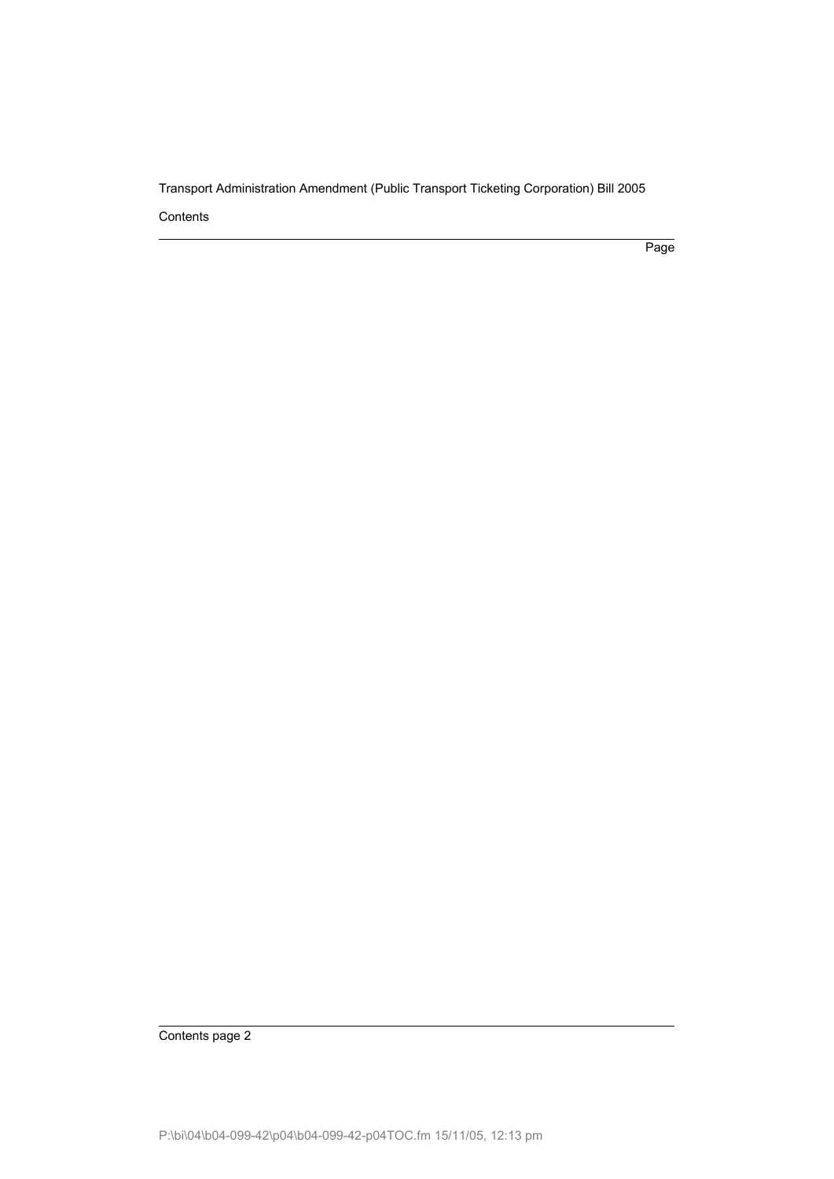Contents

Page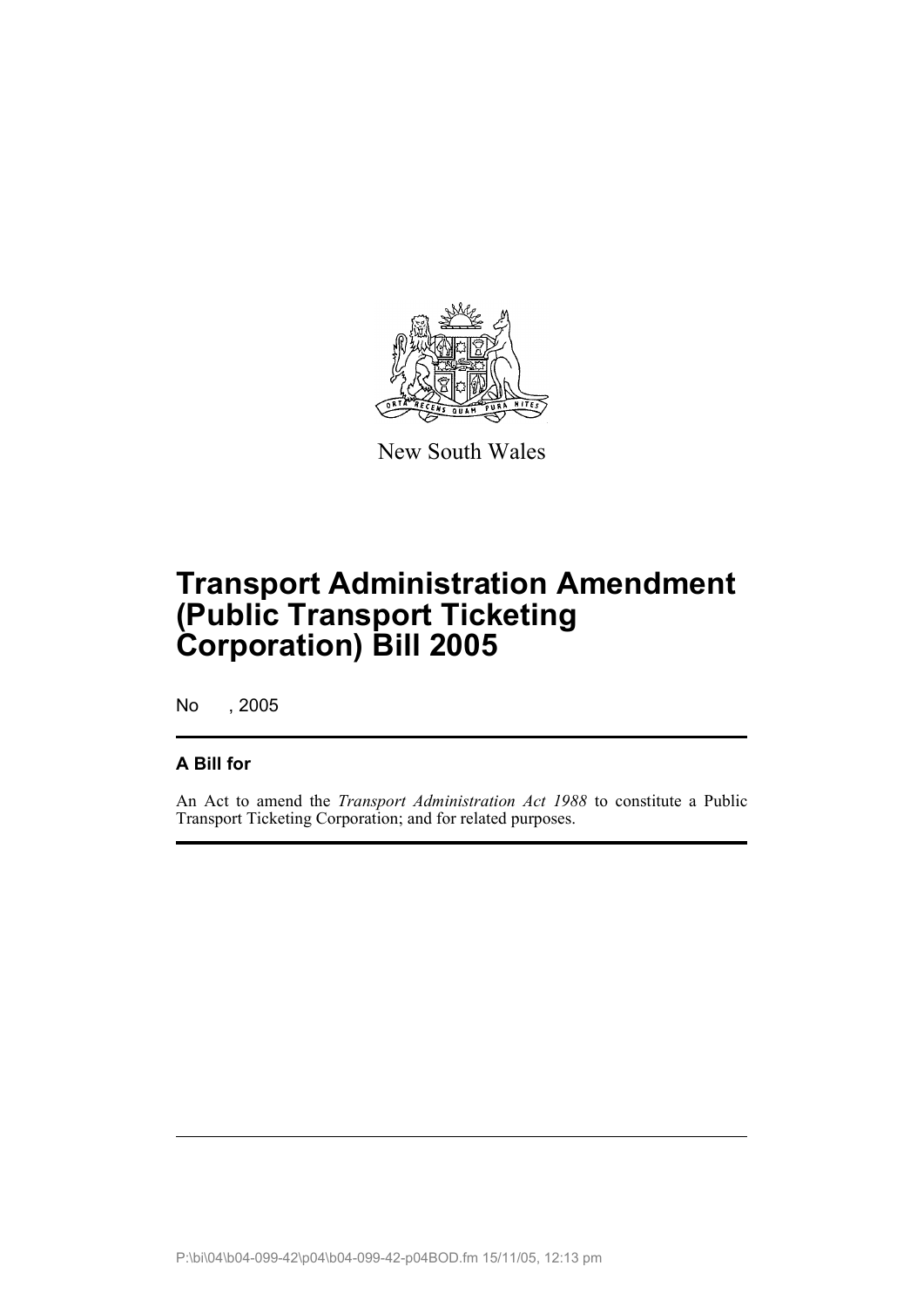New South Wales

# Transport Administration Amendment (Public Transport Ticketing Corporation) Bill 2005

No , 2005

## A Bill for

An Act to amend the *Transport Administration Act 1988* to constitute a Public Transport Ticketing Corporation; and for related purposes.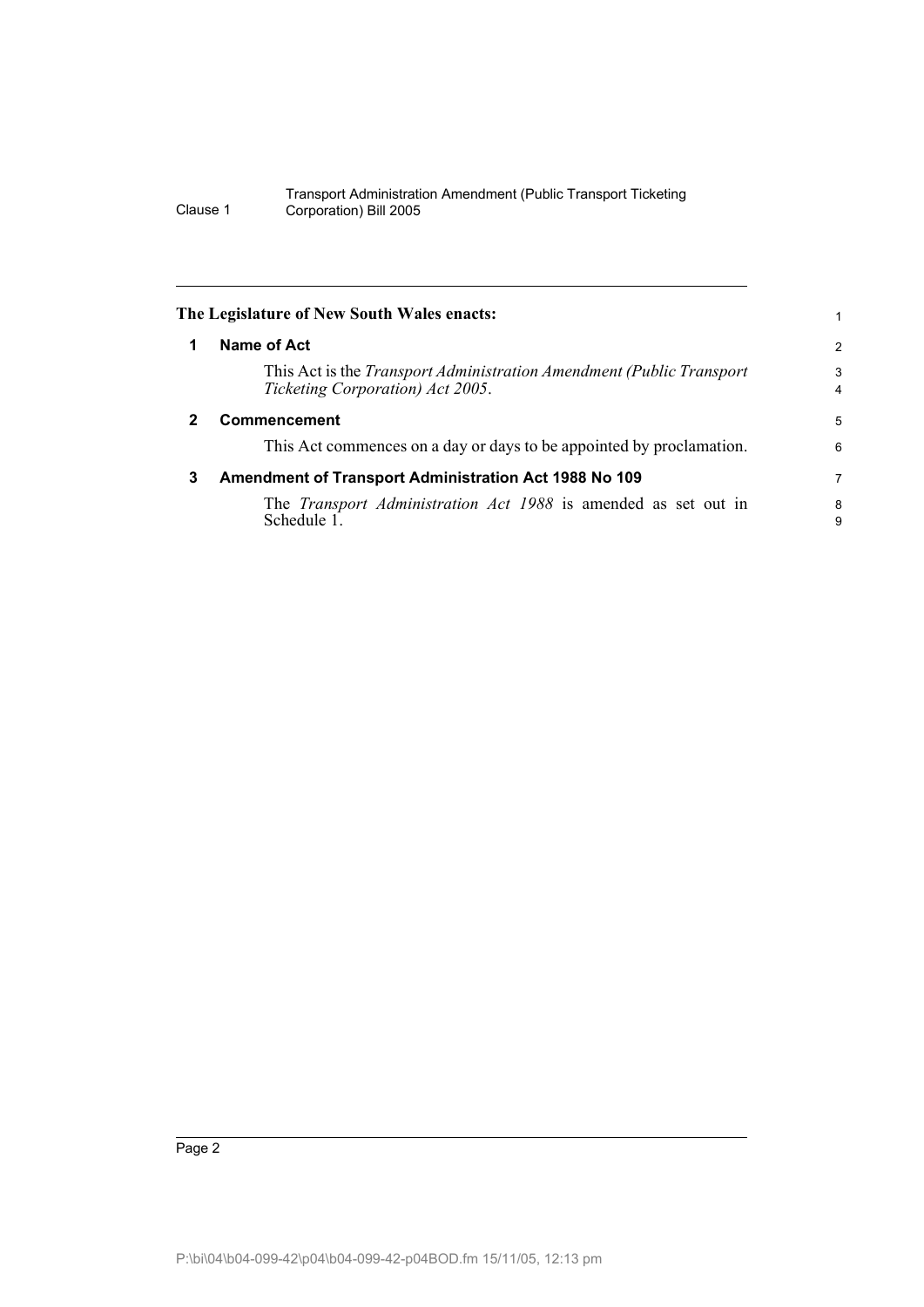**The Legislature of New South Wales enacts:**

## 1 Name of Act

This Act is the *Transport Administration Amendment (Public Transport Ticketing Corporation) Act 2005*.

## 2 Commencement

This Act commences on a day or days to be appointed by proclamation.

## 3 Amendment of Transport Administration Act 1988 No 109

The *Transport Administration Act 1988* is amended as set out in Schedule 1.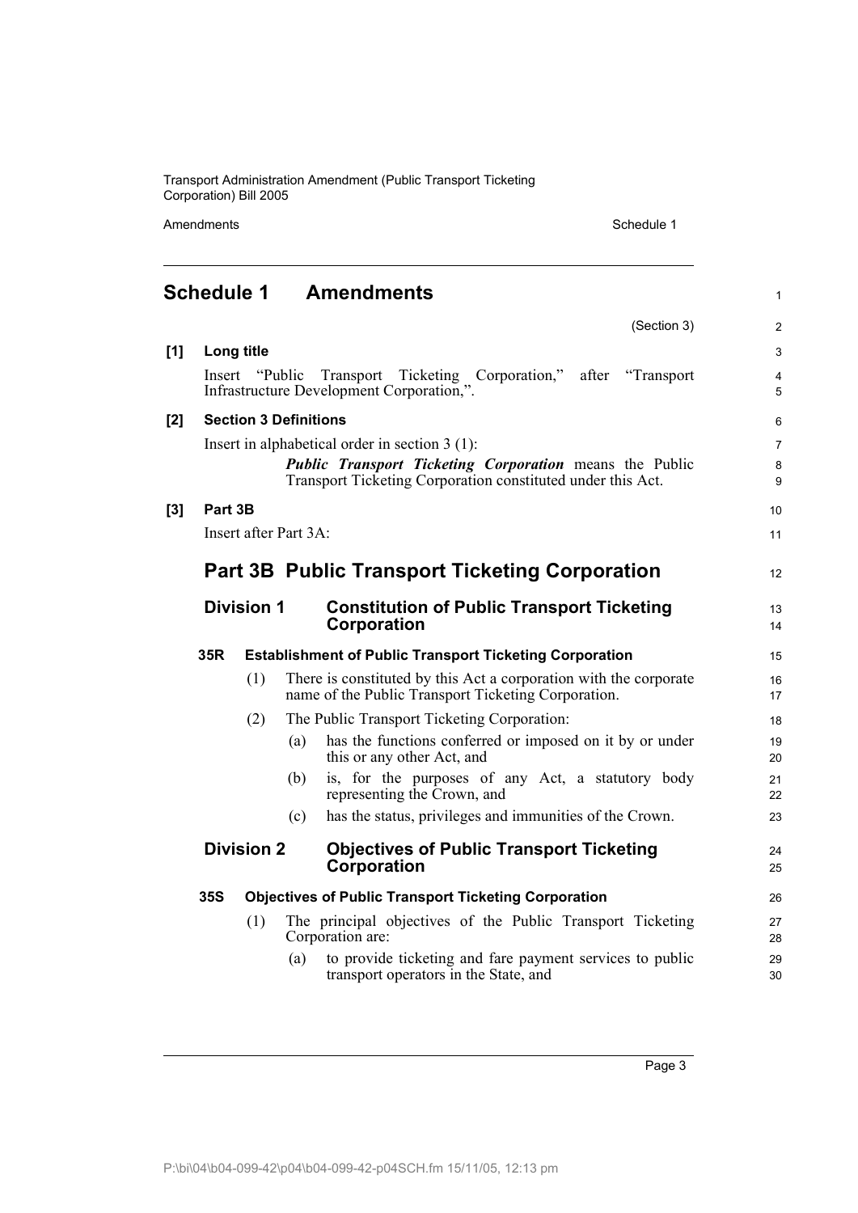## Schedule 1 Amendments

(Section 3)

**[1] Long title**

Insert "Public Transport Ticketing Corporation," after "Transport Infrastructure Development Corporation,".

**[2] Section 3 Definitions**

Insert in alphabetical order in section 3 (1):

***Public Transport Ticketing Corporation*** means the Public Transport Ticketing Corporation constituted under this Act.

**[3] Part 3B**

Insert after Part 3A:

## Part 3B Public Transport Ticketing Corporation

### Division 1 Constitution of Public Transport Ticketing Corporation

**35R Establishment of Public Transport Ticketing Corporation**

(1) There is constituted by this Act a corporation with the corporate name of the Public Transport Ticketing Corporation.

(2) The Public Transport Ticketing Corporation:

(a) has the functions conferred or imposed on it by or under this or any other Act, and

(b) is, for the purposes of any Act, a statutory body representing the Crown, and

(c) has the status, privileges and immunities of the Crown.

### Division 2 Objectives of Public Transport Ticketing Corporation

**35S Objectives of Public Transport Ticketing Corporation**

(1) The principal objectives of the Public Transport Ticketing Corporation are:

(a) to provide ticketing and fare payment services to public transport operators in the State, and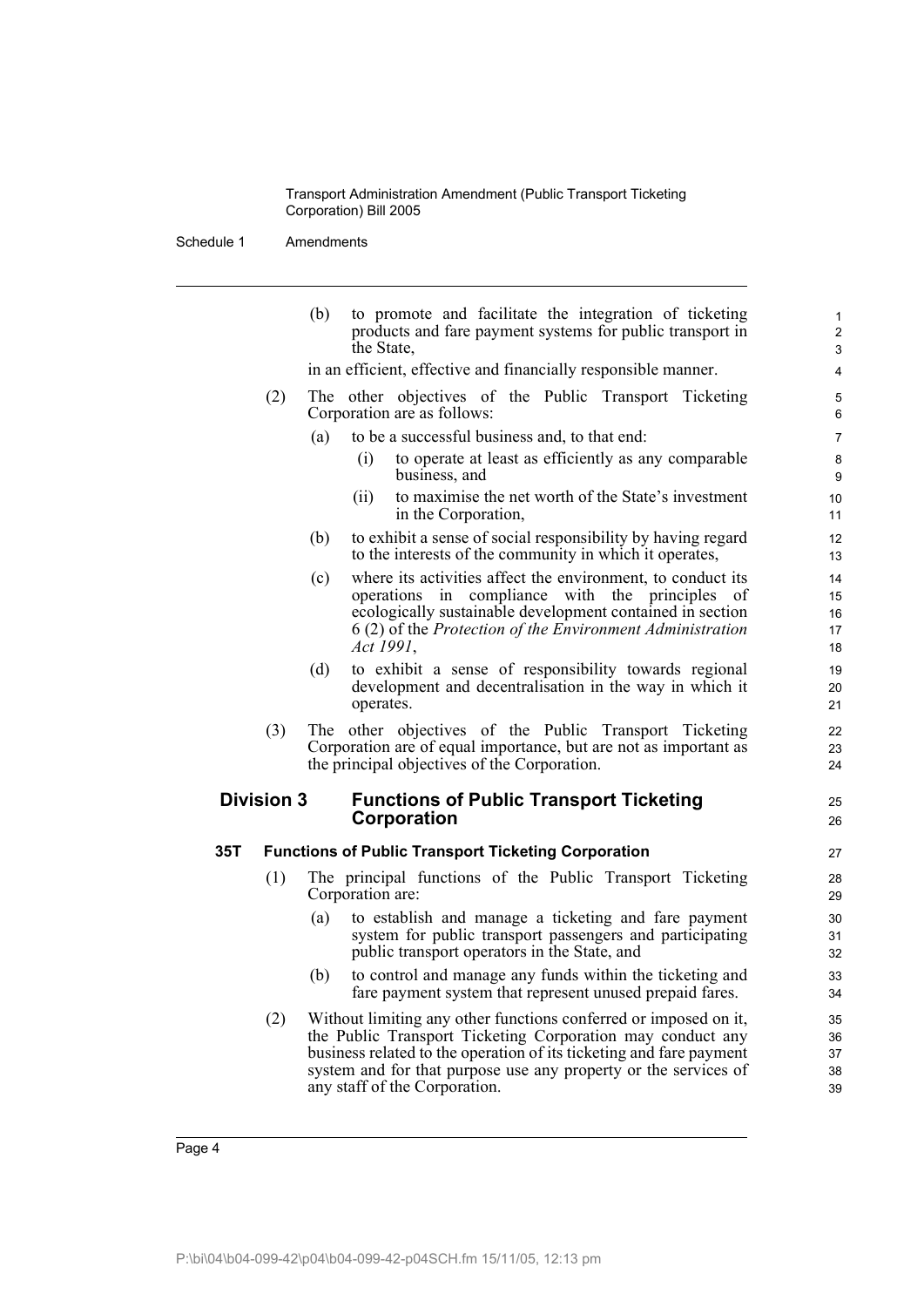(b) to promote and facilitate the integration of ticketing products and fare payment systems for public transport in the State,

in an efficient, effective and financially responsible manner.

(2) The other objectives of the Public Transport Ticketing Corporation are as follows:

(a) to be a successful business and, to that end:

(i) to operate at least as efficiently as any comparable business, and

(ii) to maximise the net worth of the State's investment in the Corporation,

(b) to exhibit a sense of social responsibility by having regard to the interests of the community in which it operates,

(c) where its activities affect the environment, to conduct its operations in compliance with the principles of ecologically sustainable development contained in section 6 (2) of the *Protection of the Environment Administration Act 1991*,

(d) to exhibit a sense of responsibility towards regional development and decentralisation in the way in which it operates.

(3) The other objectives of the Public Transport Ticketing Corporation are of equal importance, but are not as important as the principal objectives of the Corporation.

## Division 3 Functions of Public Transport Ticketing Corporation

### 35T Functions of Public Transport Ticketing Corporation

(1) The principal functions of the Public Transport Ticketing Corporation are:

(a) to establish and manage a ticketing and fare payment system for public transport passengers and participating public transport operators in the State, and

(b) to control and manage any funds within the ticketing and fare payment system that represent unused prepaid fares.

(2) Without limiting any other functions conferred or imposed on it, the Public Transport Ticketing Corporation may conduct any business related to the operation of its ticketing and fare payment system and for that purpose use any property or the services of any staff of the Corporation.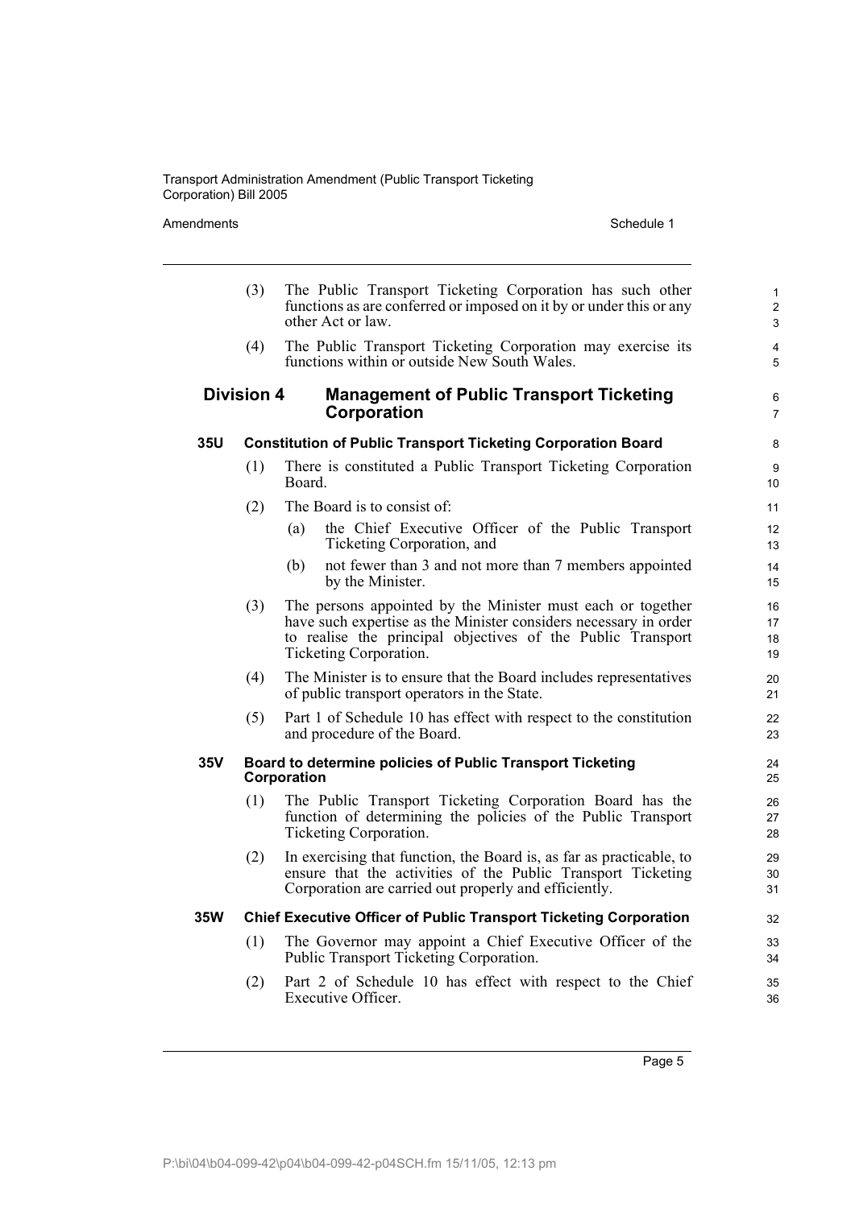(3) The Public Transport Ticketing Corporation has such other functions as are conferred or imposed on it by or under this or any other Act or law.

(4) The Public Transport Ticketing Corporation may exercise its functions within or outside New South Wales.

## Division 4 Management of Public Transport Ticketing Corporation

### 35U Constitution of Public Transport Ticketing Corporation Board

(1) There is constituted a Public Transport Ticketing Corporation Board.

(2) The Board is to consist of:

- (a) the Chief Executive Officer of the Public Transport Ticketing Corporation, and
- (b) not fewer than 3 and not more than 7 members appointed by the Minister.

(3) The persons appointed by the Minister must each or together have such expertise as the Minister considers necessary in order to realise the principal objectives of the Public Transport Ticketing Corporation.

(4) The Minister is to ensure that the Board includes representatives of public transport operators in the State.

(5) Part 1 of Schedule 10 has effect with respect to the constitution and procedure of the Board.

### 35V Board to determine policies of Public Transport Ticketing Corporation

(1) The Public Transport Ticketing Corporation Board has the function of determining the policies of the Public Transport Ticketing Corporation.

(2) In exercising that function, the Board is, as far as practicable, to ensure that the activities of the Public Transport Ticketing Corporation are carried out properly and efficiently.

### 35W Chief Executive Officer of Public Transport Ticketing Corporation

(1) The Governor may appoint a Chief Executive Officer of the Public Transport Ticketing Corporation.

(2) Part 2 of Schedule 10 has effect with respect to the Chief Executive Officer.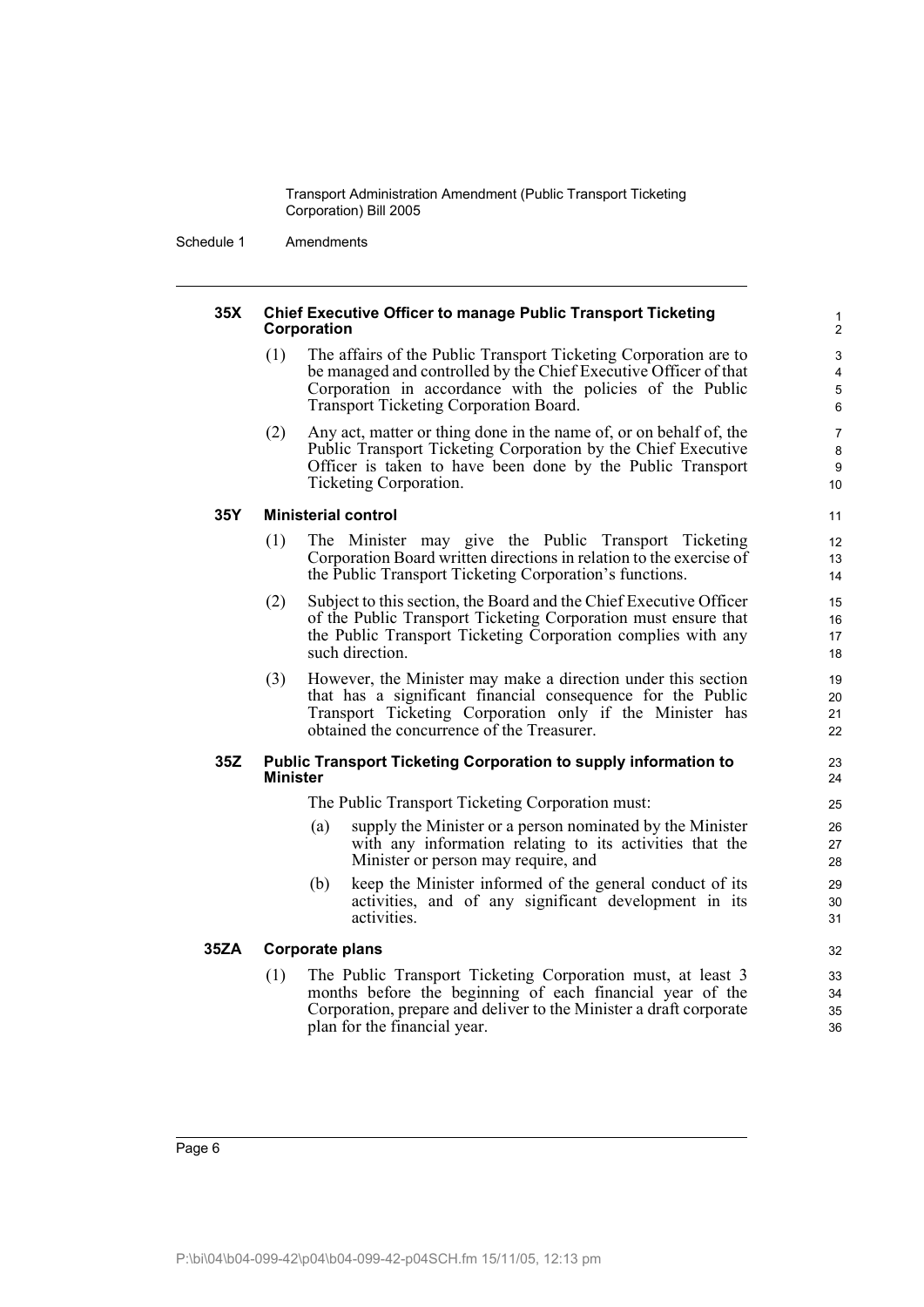#### 35X Chief Executive Officer to manage Public Transport Ticketing Corporation

(1) The affairs of the Public Transport Ticketing Corporation are to be managed and controlled by the Chief Executive Officer of that Corporation in accordance with the policies of the Public Transport Ticketing Corporation Board.

(2) Any act, matter or thing done in the name of, or on behalf of, the Public Transport Ticketing Corporation by the Chief Executive Officer is taken to have been done by the Public Transport Ticketing Corporation.

#### 35Y Ministerial control

(1) The Minister may give the Public Transport Ticketing Corporation Board written directions in relation to the exercise of the Public Transport Ticketing Corporation's functions.

(2) Subject to this section, the Board and the Chief Executive Officer of the Public Transport Ticketing Corporation must ensure that the Public Transport Ticketing Corporation complies with any such direction.

(3) However, the Minister may make a direction under this section that has a significant financial consequence for the Public Transport Ticketing Corporation only if the Minister has obtained the concurrence of the Treasurer.

#### 35Z Public Transport Ticketing Corporation to supply information to Minister

The Public Transport Ticketing Corporation must:

(a) supply the Minister or a person nominated by the Minister with any information relating to its activities that the Minister or person may require, and

(b) keep the Minister informed of the general conduct of its activities, and of any significant development in its activities.

#### 35ZA Corporate plans

(1) The Public Transport Ticketing Corporation must, at least 3 months before the beginning of each financial year of the Corporation, prepare and deliver to the Minister a draft corporate plan for the financial year.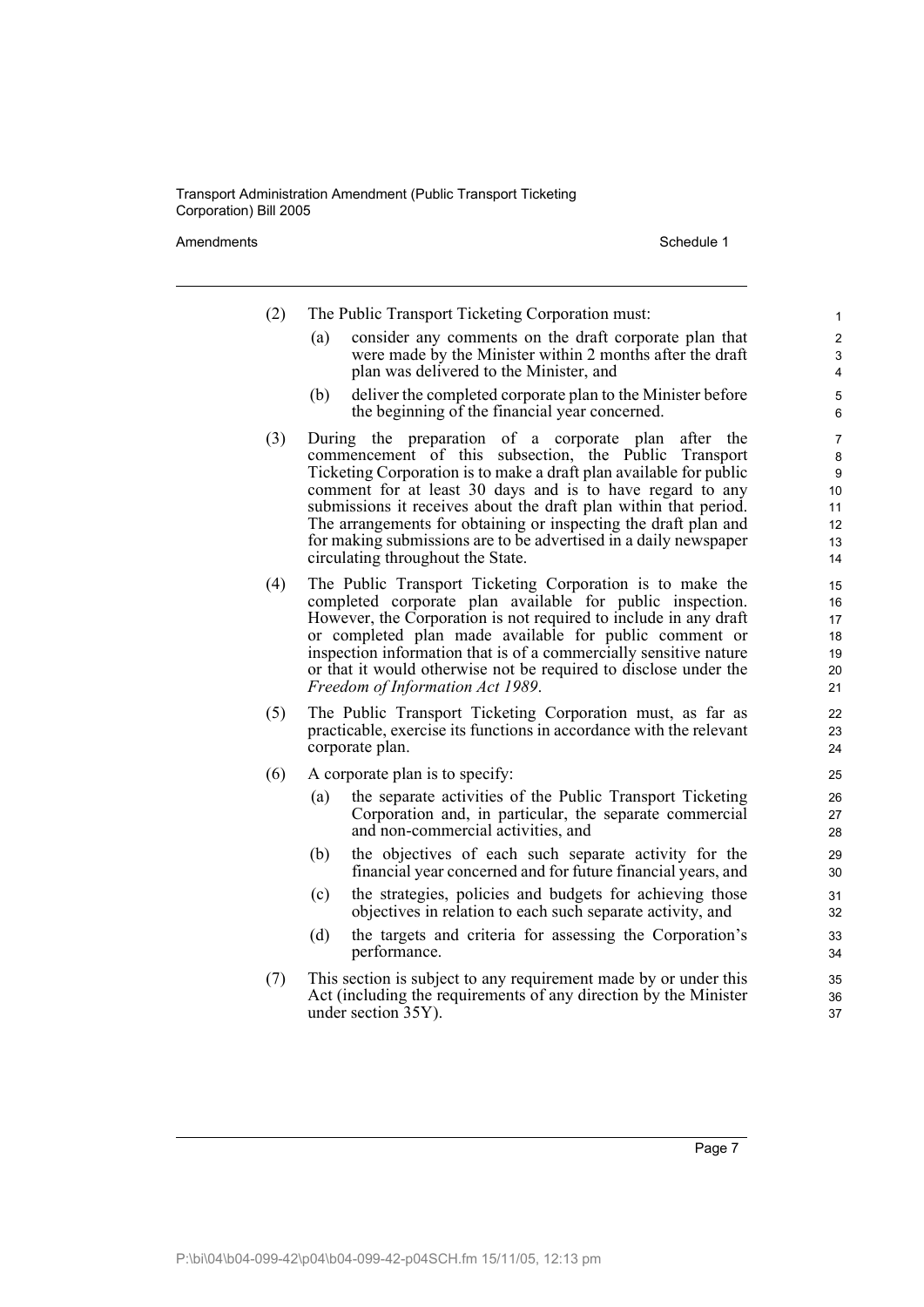(2) The Public Transport Ticketing Corporation must:

(a) consider any comments on the draft corporate plan that were made by the Minister within 2 months after the draft plan was delivered to the Minister, and

(b) deliver the completed corporate plan to the Minister before the beginning of the financial year concerned.

(3) During the preparation of a corporate plan after the commencement of this subsection, the Public Transport Ticketing Corporation is to make a draft plan available for public comment for at least 30 days and is to have regard to any submissions it receives about the draft plan within that period. The arrangements for obtaining or inspecting the draft plan and for making submissions are to be advertised in a daily newspaper circulating throughout the State.

(4) The Public Transport Ticketing Corporation is to make the completed corporate plan available for public inspection. However, the Corporation is not required to include in any draft or completed plan made available for public comment or inspection information that is of a commercially sensitive nature or that it would otherwise not be required to disclose under the *Freedom of Information Act 1989*.

(5) The Public Transport Ticketing Corporation must, as far as practicable, exercise its functions in accordance with the relevant corporate plan.

(6) A corporate plan is to specify:

(a) the separate activities of the Public Transport Ticketing Corporation and, in particular, the separate commercial and non-commercial activities, and

(b) the objectives of each such separate activity for the financial year concerned and for future financial years, and

(c) the strategies, policies and budgets for achieving those objectives in relation to each such separate activity, and

(d) the targets and criteria for assessing the Corporation's performance.

(7) This section is subject to any requirement made by or under this Act (including the requirements of any direction by the Minister under section 35Y).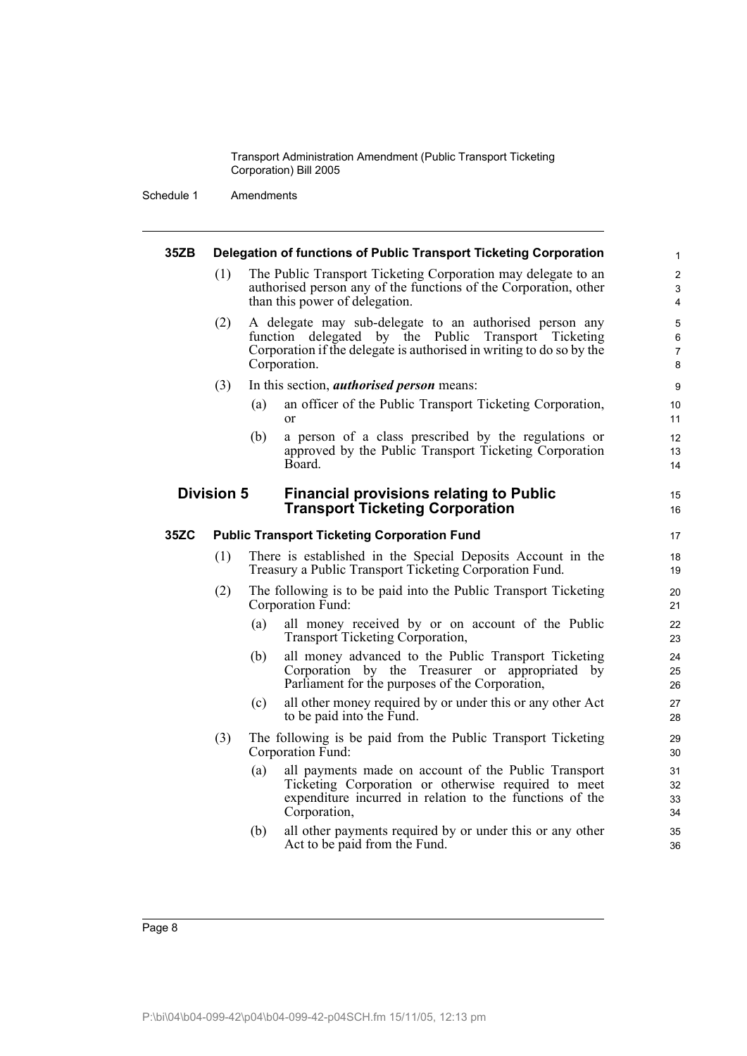#### 35ZB Delegation of functions of Public Transport Ticketing Corporation

(1) The Public Transport Ticketing Corporation may delegate to an authorised person any of the functions of the Corporation, other than this power of delegation.

(2) A delegate may sub-delegate to an authorised person any function delegated by the Public Transport Ticketing Corporation if the delegate is authorised in writing to do so by the Corporation.

(3) In this section, ***authorised person*** means:

(a) an officer of the Public Transport Ticketing Corporation, or

(b) a person of a class prescribed by the regulations or approved by the Public Transport Ticketing Corporation Board.

### Division 5 Financial provisions relating to Public Transport Ticketing Corporation

#### 35ZC Public Transport Ticketing Corporation Fund

(1) There is established in the Special Deposits Account in the Treasury a Public Transport Ticketing Corporation Fund.

(2) The following is to be paid into the Public Transport Ticketing Corporation Fund:

(a) all money received by or on account of the Public Transport Ticketing Corporation,

(b) all money advanced to the Public Transport Ticketing Corporation by the Treasurer or appropriated by Parliament for the purposes of the Corporation,

(c) all other money required by or under this or any other Act to be paid into the Fund.

(3) The following is be paid from the Public Transport Ticketing Corporation Fund:

(a) all payments made on account of the Public Transport Ticketing Corporation or otherwise required to meet expenditure incurred in relation to the functions of the Corporation,

(b) all other payments required by or under this or any other Act to be paid from the Fund.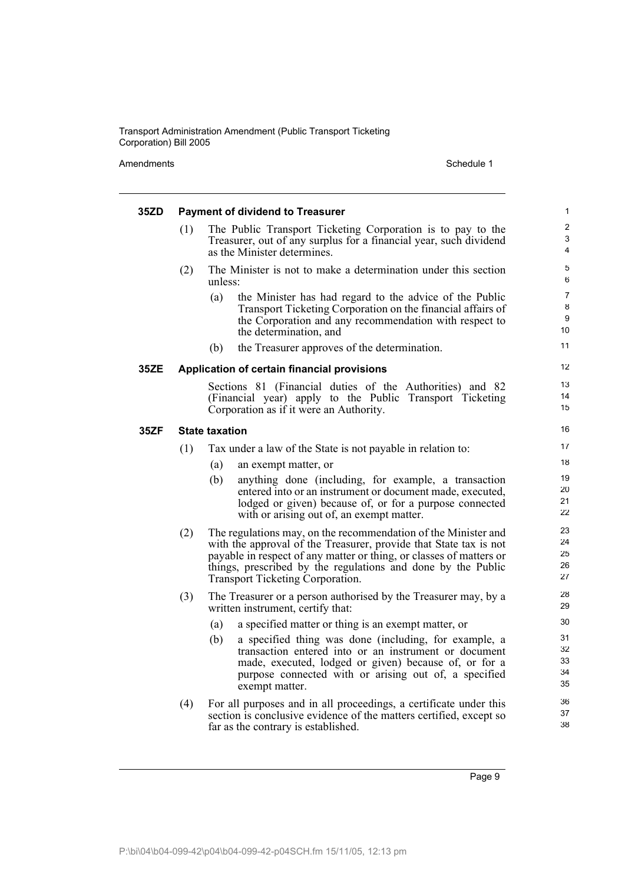#### 35ZD Payment of dividend to Treasurer

(1) The Public Transport Ticketing Corporation is to pay to the Treasurer, out of any surplus for a financial year, such dividend as the Minister determines.

(2) The Minister is not to make a determination under this section unless:

(a) the Minister has had regard to the advice of the Public Transport Ticketing Corporation on the financial affairs of the Corporation and any recommendation with respect to the determination, and

(b) the Treasurer approves of the determination.

#### 35ZE Application of certain financial provisions

Sections 81 (Financial duties of the Authorities) and 82 (Financial year) apply to the Public Transport Ticketing Corporation as if it were an Authority.

#### 35ZF State taxation

(1) Tax under a law of the State is not payable in relation to:

(a) an exempt matter, or

(b) anything done (including, for example, a transaction entered into or an instrument or document made, executed, lodged or given) because of, or for a purpose connected with or arising out of, an exempt matter.

(2) The regulations may, on the recommendation of the Minister and with the approval of the Treasurer, provide that State tax is not payable in respect of any matter or thing, or classes of matters or things, prescribed by the regulations and done by the Public Transport Ticketing Corporation.

(3) The Treasurer or a person authorised by the Treasurer may, by a written instrument, certify that:

(a) a specified matter or thing is an exempt matter, or

(b) a specified thing was done (including, for example, a transaction entered into or an instrument or document made, executed, lodged or given) because of, or for a purpose connected with or arising out of, a specified exempt matter.

(4) For all purposes and in all proceedings, a certificate under this section is conclusive evidence of the matters certified, except so far as the contrary is established.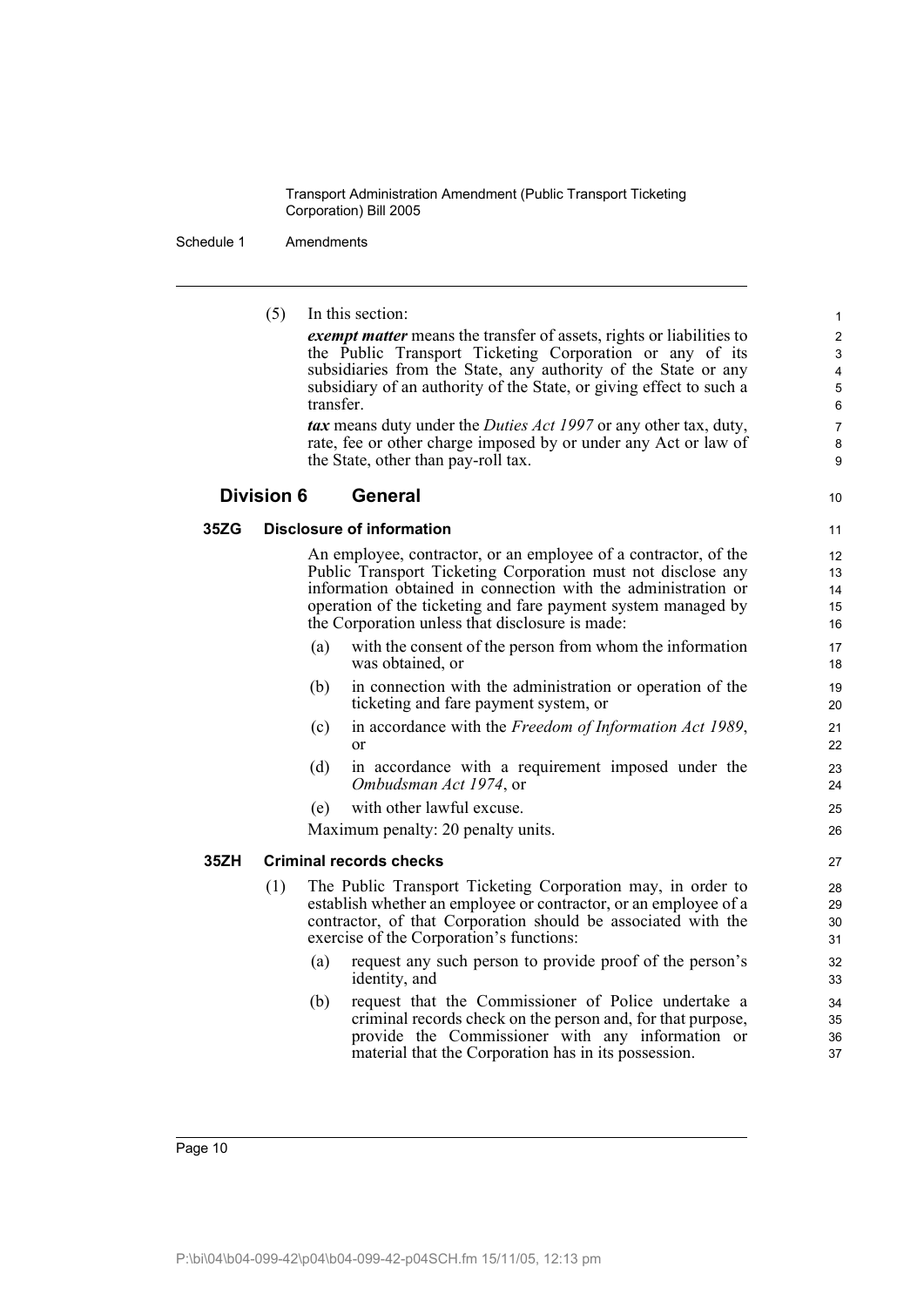(5) In this section:

***exempt matter*** means the transfer of assets, rights or liabilities to the Public Transport Ticketing Corporation or any of its subsidiaries from the State, any authority of the State or any subsidiary of an authority of the State, or giving effect to such a transfer.

***tax*** means duty under the *Duties Act 1997* or any other tax, duty, rate, fee or other charge imposed by or under any Act or law of the State, other than pay-roll tax.

## Division 6 General

### 35ZG Disclosure of information

An employee, contractor, or an employee of a contractor, of the Public Transport Ticketing Corporation must not disclose any information obtained in connection with the administration or operation of the ticketing and fare payment system managed by the Corporation unless that disclosure is made:

(a) with the consent of the person from whom the information was obtained, or

(b) in connection with the administration or operation of the ticketing and fare payment system, or

(c) in accordance with the *Freedom of Information Act 1989*, or

(d) in accordance with a requirement imposed under the *Ombudsman Act 1974*, or

(e) with other lawful excuse.

Maximum penalty: 20 penalty units.

### 35ZH Criminal records checks

(1) The Public Transport Ticketing Corporation may, in order to establish whether an employee or contractor, or an employee of a contractor, of that Corporation should be associated with the exercise of the Corporation's functions:

(a) request any such person to provide proof of the person's identity, and

(b) request that the Commissioner of Police undertake a criminal records check on the person and, for that purpose, provide the Commissioner with any information or material that the Corporation has in its possession.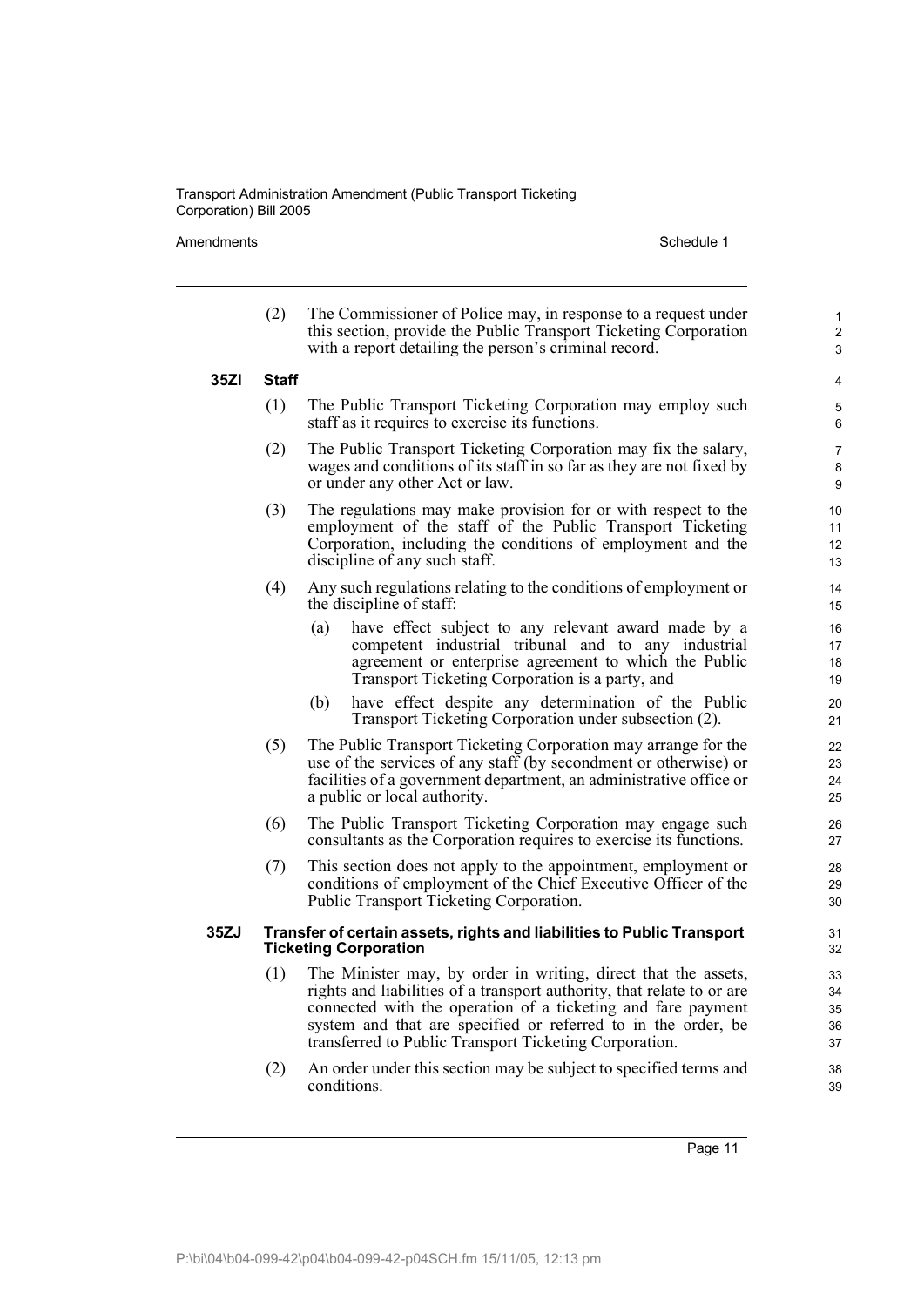(2) The Commissioner of Police may, in response to a request under this section, provide the Public Transport Ticketing Corporation with a report detailing the person's criminal record.

**35ZI Staff**

(1) The Public Transport Ticketing Corporation may employ such staff as it requires to exercise its functions.

(2) The Public Transport Ticketing Corporation may fix the salary, wages and conditions of its staff in so far as they are not fixed by or under any other Act or law.

(3) The regulations may make provision for or with respect to the employment of the staff of the Public Transport Ticketing Corporation, including the conditions of employment and the discipline of any such staff.

(4) Any such regulations relating to the conditions of employment or the discipline of staff:

- (a) have effect subject to any relevant award made by a competent industrial tribunal and to any industrial agreement or enterprise agreement to which the Public Transport Ticketing Corporation is a party, and
- (b) have effect despite any determination of the Public Transport Ticketing Corporation under subsection (2).

(5) The Public Transport Ticketing Corporation may arrange for the use of the services of any staff (by secondment or otherwise) or facilities of a government department, an administrative office or a public or local authority.

(6) The Public Transport Ticketing Corporation may engage such consultants as the Corporation requires to exercise its functions.

(7) This section does not apply to the appointment, employment or conditions of employment of the Chief Executive Officer of the Public Transport Ticketing Corporation.

**35ZJ Transfer of certain assets, rights and liabilities to Public Transport Ticketing Corporation**

(1) The Minister may, by order in writing, direct that the assets, rights and liabilities of a transport authority, that relate to or are connected with the operation of a ticketing and fare payment system and that are specified or referred to in the order, be transferred to Public Transport Ticketing Corporation.

(2) An order under this section may be subject to specified terms and conditions.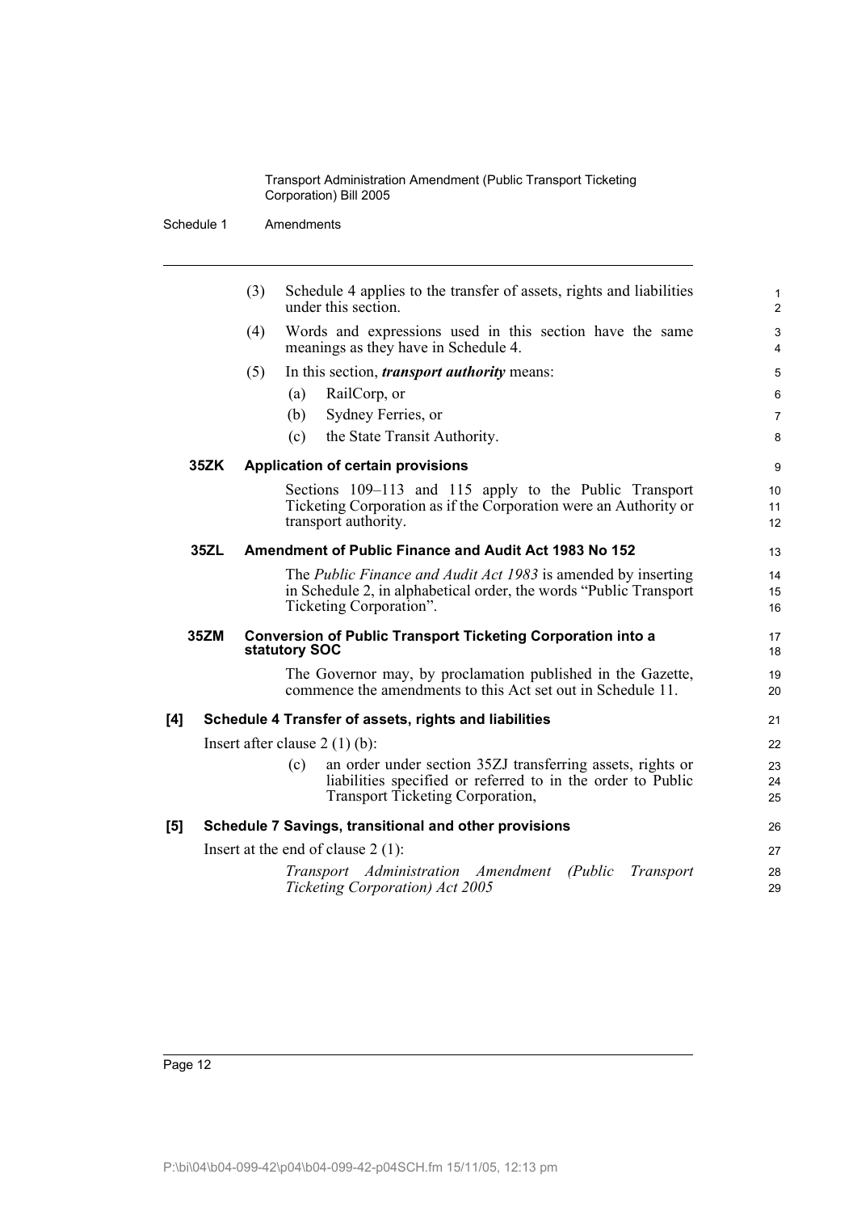(3) Schedule 4 applies to the transfer of assets, rights and liabilities under this section.

(4) Words and expressions used in this section have the same meanings as they have in Schedule 4.

(5) In this section, ***transport authority*** means:

(a) RailCorp, or

(b) Sydney Ferries, or

(c) the State Transit Authority.

**35ZK Application of certain provisions**

Sections 109–113 and 115 apply to the Public Transport Ticketing Corporation as if the Corporation were an Authority or transport authority.

**35ZL Amendment of Public Finance and Audit Act 1983 No 152**

The *Public Finance and Audit Act 1983* is amended by inserting in Schedule 2, in alphabetical order, the words "Public Transport Ticketing Corporation".

**35ZM Conversion of Public Transport Ticketing Corporation into a statutory SOC**

The Governor may, by proclamation published in the Gazette, commence the amendments to this Act set out in Schedule 11.

**[4] Schedule 4 Transfer of assets, rights and liabilities**

Insert after clause 2 (1) (b):

(c) an order under section 35ZJ transferring assets, rights or liabilities specified or referred to in the order to Public Transport Ticketing Corporation,

**[5] Schedule 7 Savings, transitional and other provisions**

Insert at the end of clause 2 (1):

*Transport Administration Amendment (Public Transport Ticketing Corporation) Act 2005*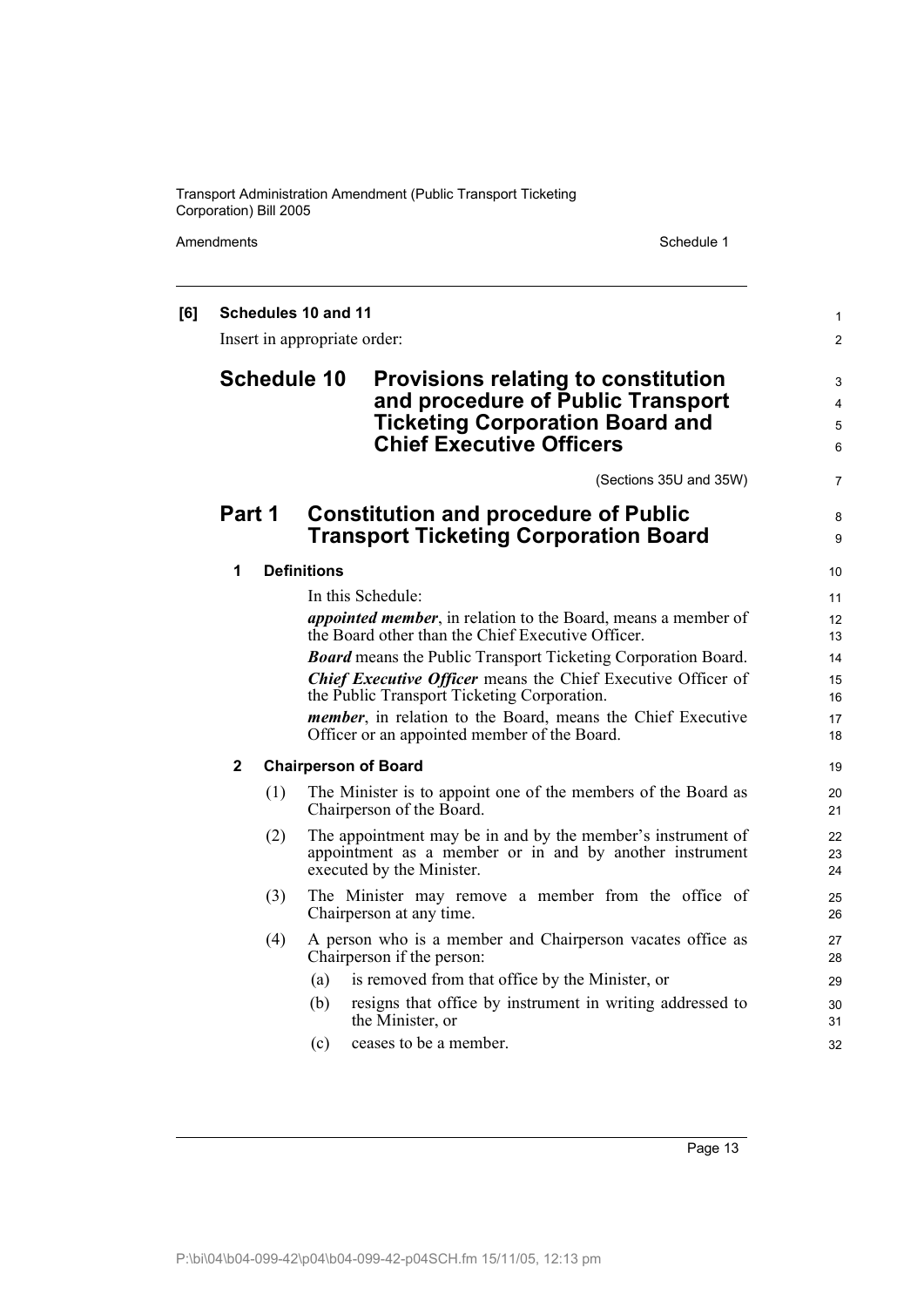**[6] Schedules 10 and 11**

Insert in appropriate order:

# Schedule 10 Provisions relating to constitution and procedure of Public Transport Ticketing Corporation Board and Chief Executive Officers

(Sections 35U and 35W)

## Part 1 Constitution and procedure of Public Transport Ticketing Corporation Board

### 1 Definitions

In this Schedule:

***appointed member***, in relation to the Board, means a member of the Board other than the Chief Executive Officer.

***Board*** means the Public Transport Ticketing Corporation Board.

***Chief Executive Officer*** means the Chief Executive Officer of the Public Transport Ticketing Corporation.

***member***, in relation to the Board, means the Chief Executive Officer or an appointed member of the Board.

### 2 Chairperson of Board

(1) The Minister is to appoint one of the members of the Board as Chairperson of the Board.

(2) The appointment may be in and by the member's instrument of appointment as a member or in and by another instrument executed by the Minister.

(3) The Minister may remove a member from the office of Chairperson at any time.

(4) A person who is a member and Chairperson vacates office as Chairperson if the person:

(a) is removed from that office by the Minister, or

(b) resigns that office by instrument in writing addressed to the Minister, or

(c) ceases to be a member.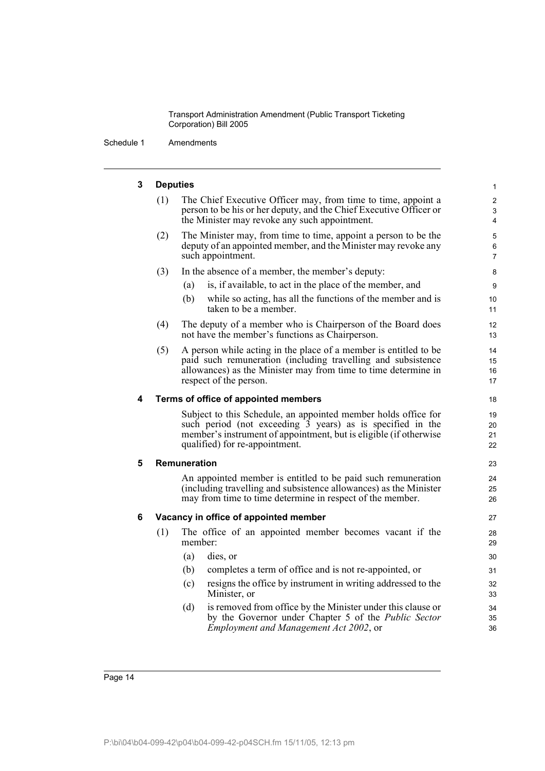### 3 Deputies

(1) The Chief Executive Officer may, from time to time, appoint a person to be his or her deputy, and the Chief Executive Officer or the Minister may revoke any such appointment.

(2) The Minister may, from time to time, appoint a person to be the deputy of an appointed member, and the Minister may revoke any such appointment.

(3) In the absence of a member, the member's deputy:

- (a) is, if available, to act in the place of the member, and
- (b) while so acting, has all the functions of the member and is taken to be a member.

(4) The deputy of a member who is Chairperson of the Board does not have the member's functions as Chairperson.

(5) A person while acting in the place of a member is entitled to be paid such remuneration (including travelling and subsistence allowances) as the Minister may from time to time determine in respect of the person.

### 4 Terms of office of appointed members

Subject to this Schedule, an appointed member holds office for such period (not exceeding 3 years) as is specified in the member's instrument of appointment, but is eligible (if otherwise qualified) for re-appointment.

### 5 Remuneration

An appointed member is entitled to be paid such remuneration (including travelling and subsistence allowances) as the Minister may from time to time determine in respect of the member.

### 6 Vacancy in office of appointed member

(1) The office of an appointed member becomes vacant if the member:

- (a) dies, or
- (b) completes a term of office and is not re-appointed, or
- (c) resigns the office by instrument in writing addressed to the Minister, or
- (d) is removed from office by the Minister under this clause or by the Governor under Chapter 5 of the *Public Sector Employment and Management Act 2002*, or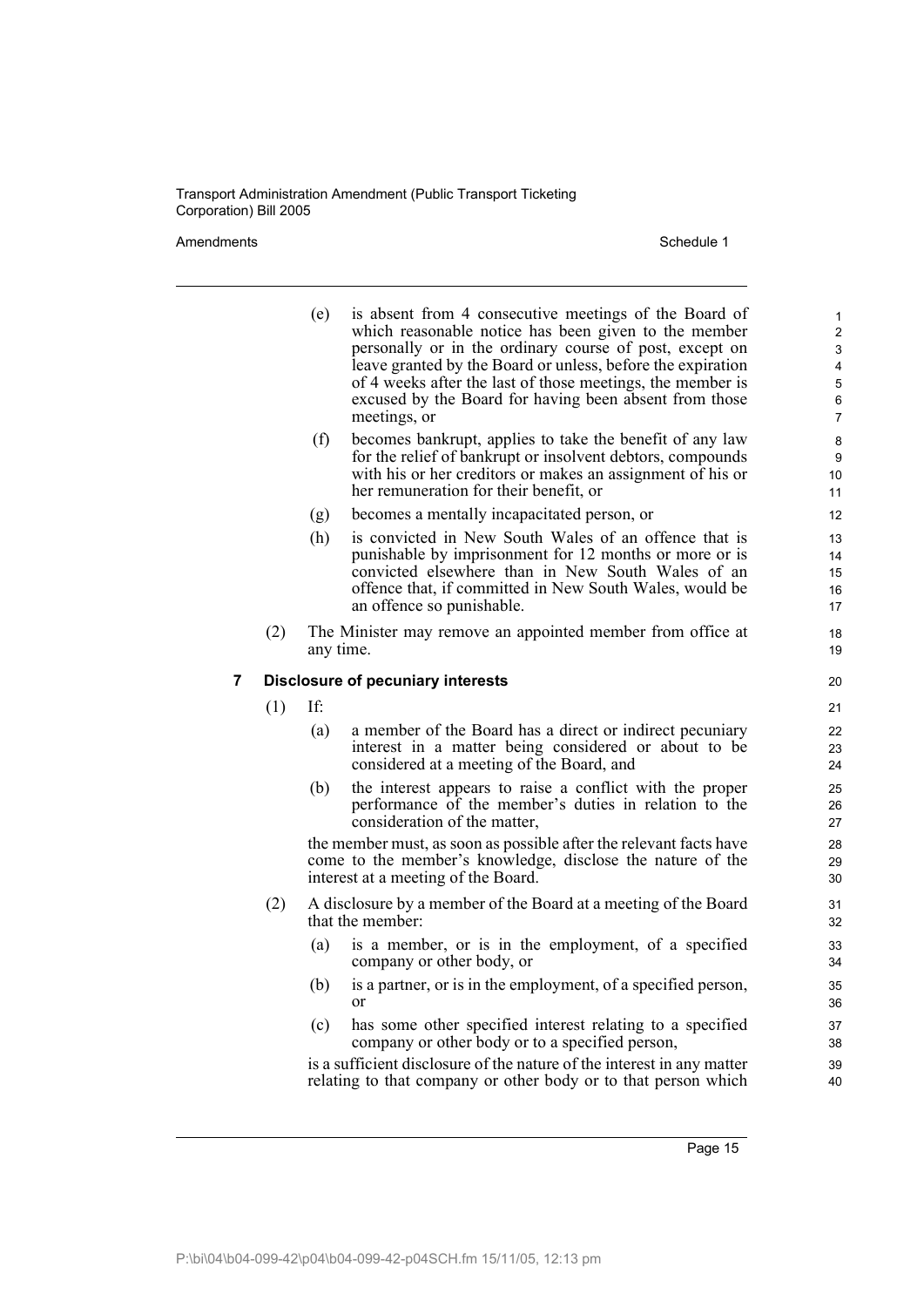(e) is absent from 4 consecutive meetings of the Board of which reasonable notice has been given to the member personally or in the ordinary course of post, except on leave granted by the Board or unless, before the expiration of 4 weeks after the last of those meetings, the member is excused by the Board for having been absent from those meetings, or

(f) becomes bankrupt, applies to take the benefit of any law for the relief of bankrupt or insolvent debtors, compounds with his or her creditors or makes an assignment of his or her remuneration for their benefit, or

(g) becomes a mentally incapacitated person, or

(h) is convicted in New South Wales of an offence that is punishable by imprisonment for 12 months or more or is convicted elsewhere than in New South Wales of an offence that, if committed in New South Wales, would be an offence so punishable.

(2) The Minister may remove an appointed member from office at any time.

### 7 Disclosure of pecuniary interests

(1) If:

(a) a member of the Board has a direct or indirect pecuniary interest in a matter being considered or about to be considered at a meeting of the Board, and

(b) the interest appears to raise a conflict with the proper performance of the member's duties in relation to the consideration of the matter,

the member must, as soon as possible after the relevant facts have come to the member's knowledge, disclose the nature of the interest at a meeting of the Board.

(2) A disclosure by a member of the Board at a meeting of the Board that the member:

(a) is a member, or is in the employment, of a specified company or other body, or

(b) is a partner, or is in the employment, of a specified person, or

(c) has some other specified interest relating to a specified company or other body or to a specified person,

is a sufficient disclosure of the nature of the interest in any matter relating to that company or other body or to that person which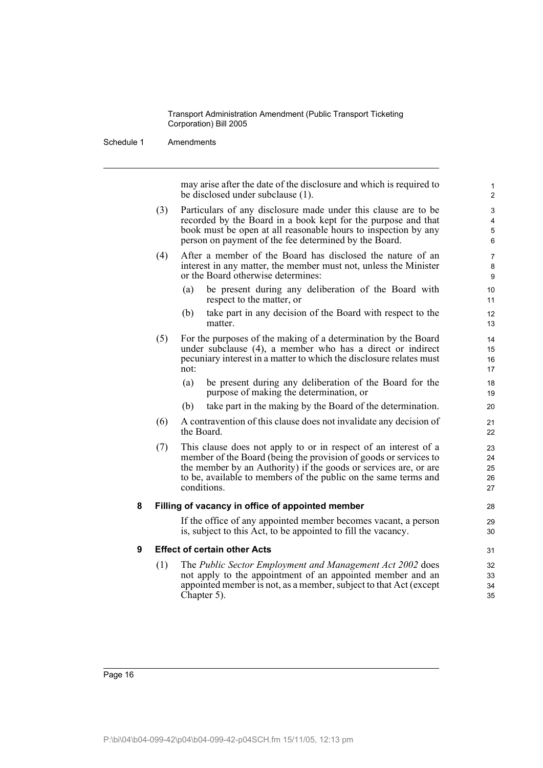may arise after the date of the disclosure and which is required to be disclosed under subclause (1).

(3) Particulars of any disclosure made under this clause are to be recorded by the Board in a book kept for the purpose and that book must be open at all reasonable hours to inspection by any person on payment of the fee determined by the Board.

(4) After a member of the Board has disclosed the nature of an interest in any matter, the member must not, unless the Minister or the Board otherwise determines:

- (a) be present during any deliberation of the Board with respect to the matter, or
- (b) take part in any decision of the Board with respect to the matter.

(5) For the purposes of the making of a determination by the Board under subclause (4), a member who has a direct or indirect pecuniary interest in a matter to which the disclosure relates must not:

- (a) be present during any deliberation of the Board for the purpose of making the determination, or
- (b) take part in the making by the Board of the determination.

(6) A contravention of this clause does not invalidate any decision of the Board.

(7) This clause does not apply to or in respect of an interest of a member of the Board (being the provision of goods or services to the member by an Authority) if the goods or services are, or are to be, available to members of the public on the same terms and conditions.

### 8 Filling of vacancy in office of appointed member

If the office of any appointed member becomes vacant, a person is, subject to this Act, to be appointed to fill the vacancy.

### 9 Effect of certain other Acts

(1) The *Public Sector Employment and Management Act 2002* does not apply to the appointment of an appointed member and an appointed member is not, as a member, subject to that Act (except Chapter 5).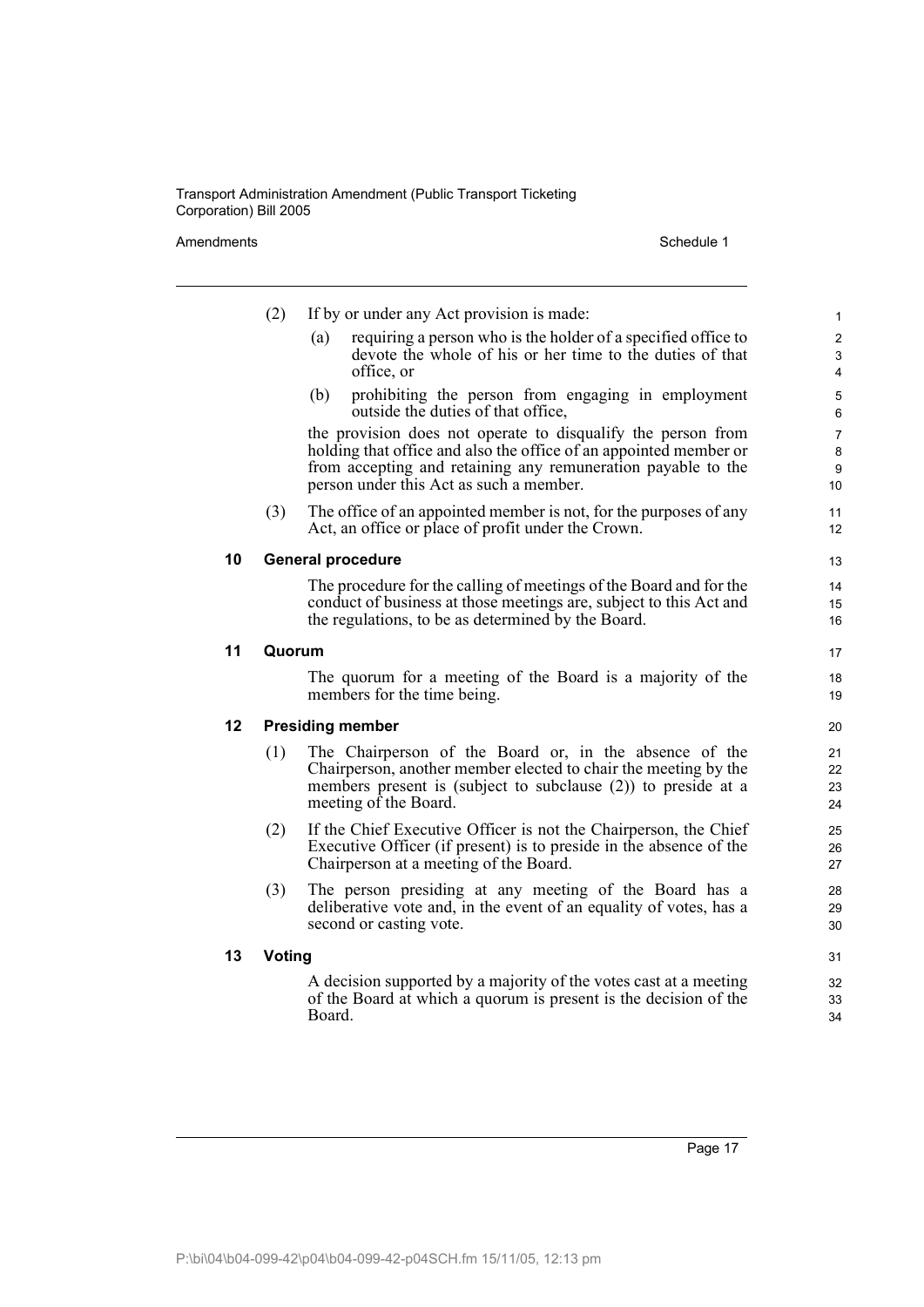(2) If by or under any Act provision is made:

- (a) requiring a person who is the holder of a specified office to devote the whole of his or her time to the duties of that office, or
- (b) prohibiting the person from engaging in employment outside the duties of that office,

the provision does not operate to disqualify the person from holding that office and also the office of an appointed member or from accepting and retaining any remuneration payable to the person under this Act as such a member.

(3) The office of an appointed member is not, for the purposes of any Act, an office or place of profit under the Crown.

### 10 General procedure

The procedure for the calling of meetings of the Board and for the conduct of business at those meetings are, subject to this Act and the regulations, to be as determined by the Board.

### 11 Quorum

The quorum for a meeting of the Board is a majority of the members for the time being.

### 12 Presiding member

(1) The Chairperson of the Board or, in the absence of the Chairperson, another member elected to chair the meeting by the members present is (subject to subclause (2)) to preside at a meeting of the Board.

(2) If the Chief Executive Officer is not the Chairperson, the Chief Executive Officer (if present) is to preside in the absence of the Chairperson at a meeting of the Board.

(3) The person presiding at any meeting of the Board has a deliberative vote and, in the event of an equality of votes, has a second or casting vote.

### 13 Voting

A decision supported by a majority of the votes cast at a meeting of the Board at which a quorum is present is the decision of the Board.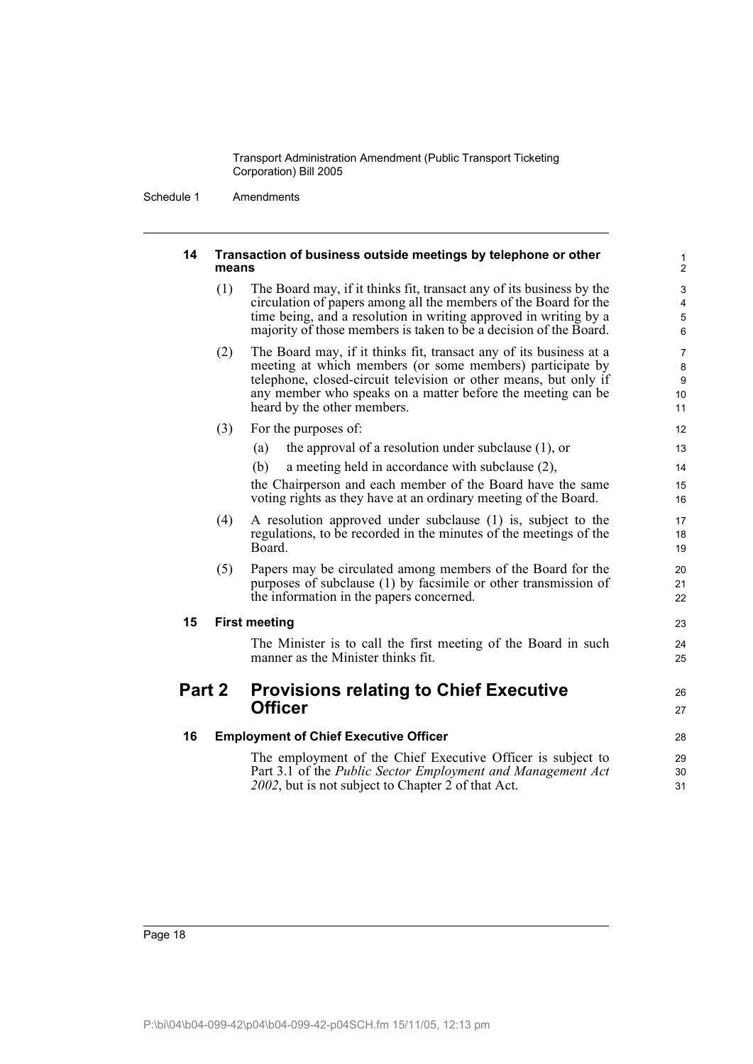### 14 Transaction of business outside meetings by telephone or other means

(1) The Board may, if it thinks fit, transact any of its business by the circulation of papers among all the members of the Board for the time being, and a resolution in writing approved in writing by a majority of those members is taken to be a decision of the Board.

(2) The Board may, if it thinks fit, transact any of its business at a meeting at which members (or some members) participate by telephone, closed-circuit television or other means, but only if any member who speaks on a matter before the meeting can be heard by the other members.

(3) For the purposes of:

(a) the approval of a resolution under subclause (1), or

(b) a meeting held in accordance with subclause (2),

the Chairperson and each member of the Board have the same voting rights as they have at an ordinary meeting of the Board.

(4) A resolution approved under subclause (1) is, subject to the regulations, to be recorded in the minutes of the meetings of the Board.

(5) Papers may be circulated among members of the Board for the purposes of subclause (1) by facsimile or other transmission of the information in the papers concerned.

### 15 First meeting

The Minister is to call the first meeting of the Board in such manner as the Minister thinks fit.

## Part 2 Provisions relating to Chief Executive Officer

### 16 Employment of Chief Executive Officer

The employment of the Chief Executive Officer is subject to Part 3.1 of the *Public Sector Employment and Management Act 2002*, but is not subject to Chapter 2 of that Act.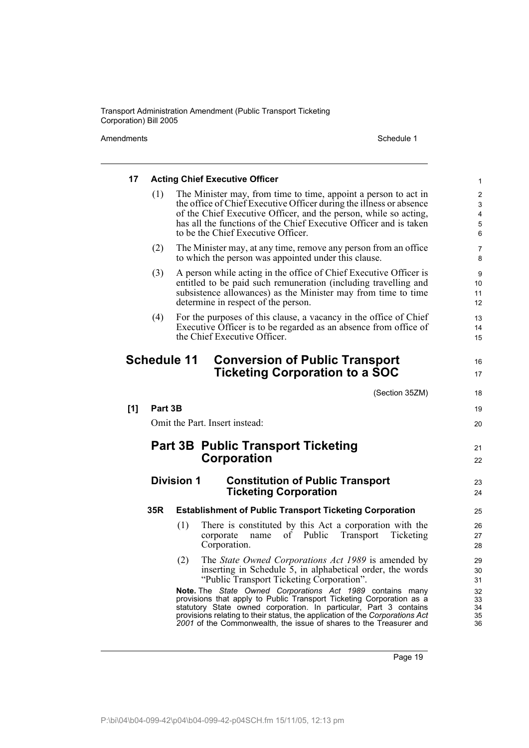#### 17 Acting Chief Executive Officer

(1) The Minister may, from time to time, appoint a person to act in the office of Chief Executive Officer during the illness or absence of the Chief Executive Officer, and the person, while so acting, has all the functions of the Chief Executive Officer and is taken to be the Chief Executive Officer.

(2) The Minister may, at any time, remove any person from an office to which the person was appointed under this clause.

(3) A person while acting in the office of Chief Executive Officer is entitled to be paid such remuneration (including travelling and subsistence allowances) as the Minister may from time to time determine in respect of the person.

(4) For the purposes of this clause, a vacancy in the office of Chief Executive Officer is to be regarded as an absence from office of the Chief Executive Officer.

## Schedule 11 Conversion of Public Transport Ticketing Corporation to a SOC

(Section 35ZM)

**[1] Part 3B**

Omit the Part. Insert instead:

## Part 3B Public Transport Ticketing Corporation

### Division 1 Constitution of Public Transport Ticketing Corporation

#### 35R Establishment of Public Transport Ticketing Corporation

(1) There is constituted by this Act a corporation with the corporate name of Public Transport Ticketing Corporation.

(2) The *State Owned Corporations Act 1989* is amended by inserting in Schedule 5, in alphabetical order, the words "Public Transport Ticketing Corporation".

**Note.** The *State Owned Corporations Act 1989* contains many provisions that apply to Public Transport Ticketing Corporation as a statutory State owned corporation. In particular, Part 3 contains provisions relating to their status, the application of the *Corporations Act 2001* of the Commonwealth, the issue of shares to the Treasurer and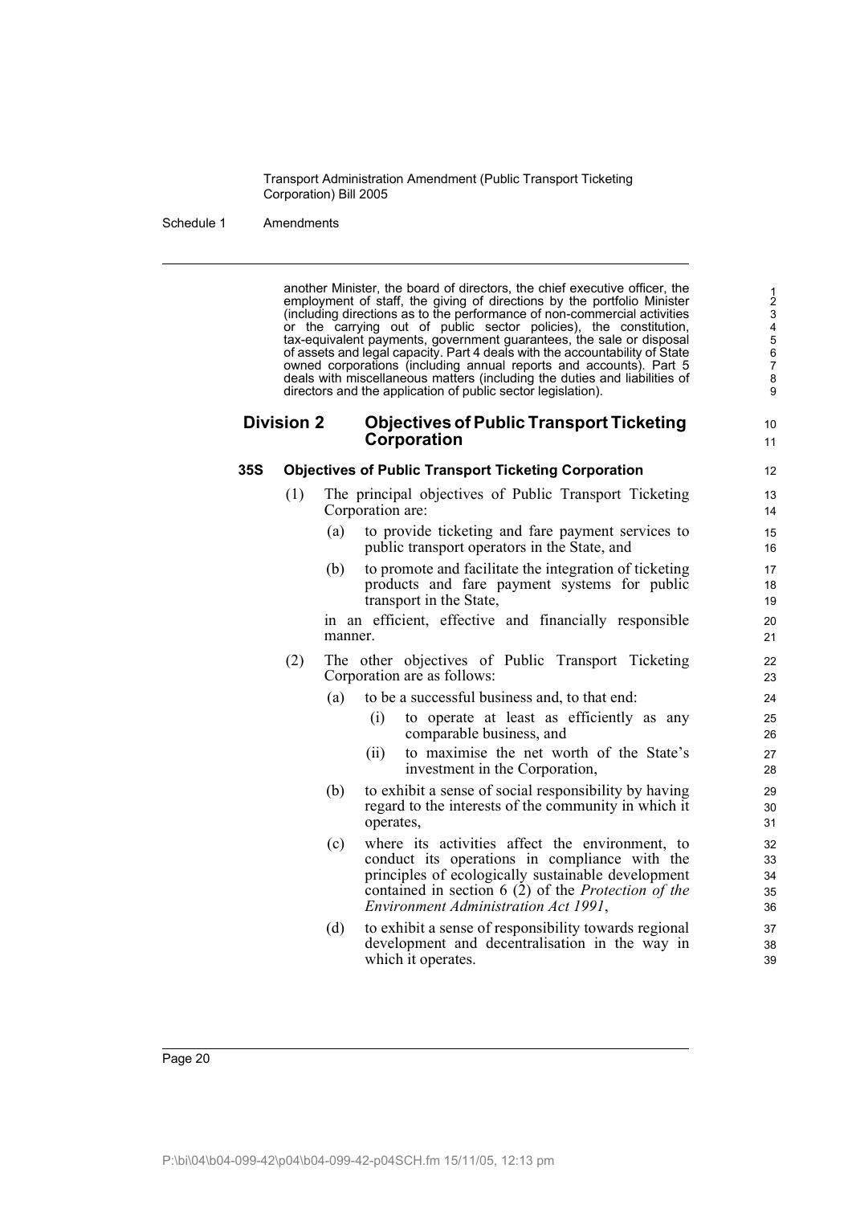another Minister, the board of directors, the chief executive officer, the employment of staff, the giving of directions by the portfolio Minister (including directions as to the performance of non-commercial activities or the carrying out of public sector policies), the constitution, tax-equivalent payments, government guarantees, the sale or disposal of assets and legal capacity. Part 4 deals with the accountability of State owned corporations (including annual reports and accounts). Part 5 deals with miscellaneous matters (including the duties and liabilities of directors and the application of public sector legislation).

## Division 2 Objectives of Public Transport Ticketing Corporation

### 35S Objectives of Public Transport Ticketing Corporation

(1) The principal objectives of Public Transport Ticketing Corporation are:

- (a) to provide ticketing and fare payment services to public transport operators in the State, and
- (b) to promote and facilitate the integration of ticketing products and fare payment systems for public transport in the State,

in an efficient, effective and financially responsible manner.

(2) The other objectives of Public Transport Ticketing Corporation are as follows:

- (a) to be a successful business and, to that end:
  - (i) to operate at least as efficiently as any comparable business, and
  - (ii) to maximise the net worth of the State's investment in the Corporation,
- (b) to exhibit a sense of social responsibility by having regard to the interests of the community in which it operates,
- (c) where its activities affect the environment, to conduct its operations in compliance with the principles of ecologically sustainable development contained in section 6 (2) of the *Protection of the Environment Administration Act 1991*,
- (d) to exhibit a sense of responsibility towards regional development and decentralisation in the way in which it operates.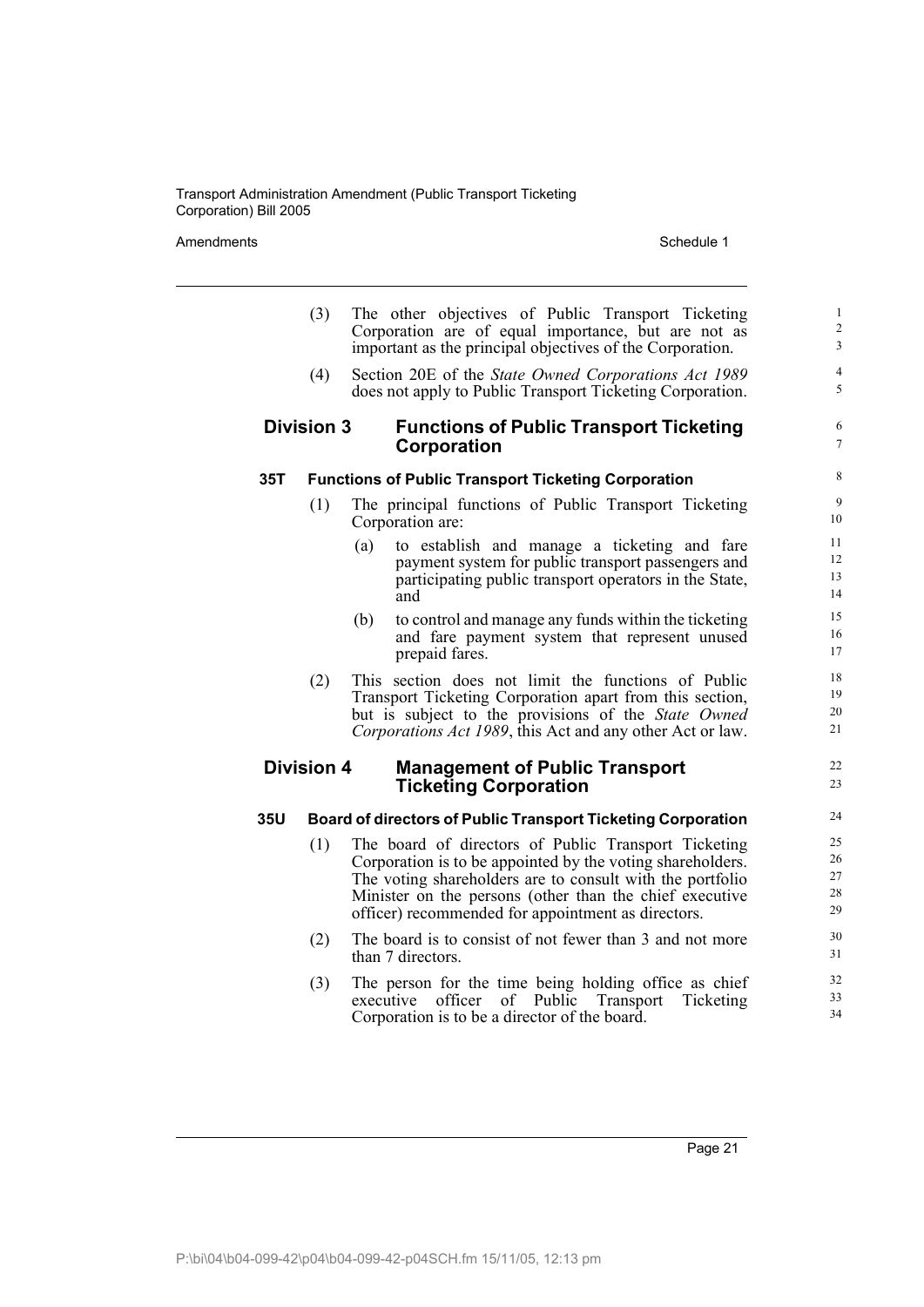(3) The other objectives of Public Transport Ticketing Corporation are of equal importance, but are not as important as the principal objectives of the Corporation.

(4) Section 20E of the *State Owned Corporations Act 1989* does not apply to Public Transport Ticketing Corporation.

## Division 3 Functions of Public Transport Ticketing Corporation

### 35T Functions of Public Transport Ticketing Corporation

(1) The principal functions of Public Transport Ticketing Corporation are:

- (a) to establish and manage a ticketing and fare payment system for public transport passengers and participating public transport operators in the State, and
- (b) to control and manage any funds within the ticketing and fare payment system that represent unused prepaid fares.

(2) This section does not limit the functions of Public Transport Ticketing Corporation apart from this section, but is subject to the provisions of the *State Owned Corporations Act 1989*, this Act and any other Act or law.

## Division 4 Management of Public Transport Ticketing Corporation

### 35U Board of directors of Public Transport Ticketing Corporation

(1) The board of directors of Public Transport Ticketing Corporation is to be appointed by the voting shareholders. The voting shareholders are to consult with the portfolio Minister on the persons (other than the chief executive officer) recommended for appointment as directors.

(2) The board is to consist of not fewer than 3 and not more than 7 directors.

(3) The person for the time being holding office as chief executive officer of Public Transport Ticketing Corporation is to be a director of the board.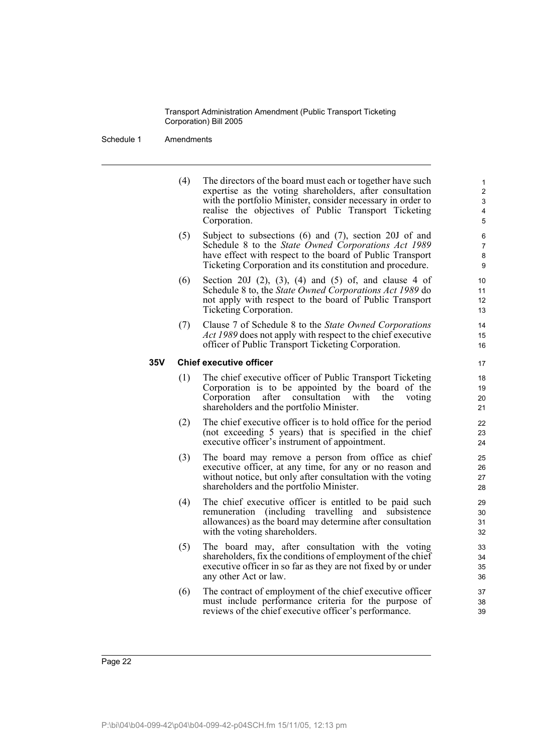(4) The directors of the board must each or together have such expertise as the voting shareholders, after consultation with the portfolio Minister, consider necessary in order to realise the objectives of Public Transport Ticketing Corporation.

(5) Subject to subsections (6) and (7), section 20J of and Schedule 8 to the *State Owned Corporations Act 1989* have effect with respect to the board of Public Transport Ticketing Corporation and its constitution and procedure.

(6) Section 20J (2), (3), (4) and (5) of, and clause 4 of Schedule 8 to, the *State Owned Corporations Act 1989* do not apply with respect to the board of Public Transport Ticketing Corporation.

(7) Clause 7 of Schedule 8 to the *State Owned Corporations Act 1989* does not apply with respect to the chief executive officer of Public Transport Ticketing Corporation.

### 35V Chief executive officer

(1) The chief executive officer of Public Transport Ticketing Corporation is to be appointed by the board of the Corporation after consultation with the voting shareholders and the portfolio Minister.

(2) The chief executive officer is to hold office for the period (not exceeding 5 years) that is specified in the chief executive officer's instrument of appointment.

(3) The board may remove a person from office as chief executive officer, at any time, for any or no reason and without notice, but only after consultation with the voting shareholders and the portfolio Minister.

(4) The chief executive officer is entitled to be paid such remuneration (including travelling and subsistence allowances) as the board may determine after consultation with the voting shareholders.

(5) The board may, after consultation with the voting shareholders, fix the conditions of employment of the chief executive officer in so far as they are not fixed by or under any other Act or law.

(6) The contract of employment of the chief executive officer must include performance criteria for the purpose of reviews of the chief executive officer's performance.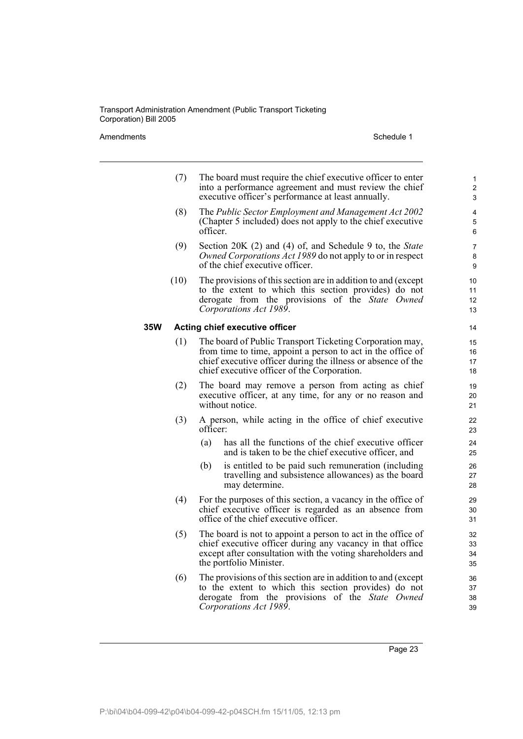(7) The board must require the chief executive officer to enter into a performance agreement and must review the chief executive officer's performance at least annually.

(8) The *Public Sector Employment and Management Act 2002* (Chapter 5 included) does not apply to the chief executive officer.

(9) Section 20K (2) and (4) of, and Schedule 9 to, the *State Owned Corporations Act 1989* do not apply to or in respect of the chief executive officer.

(10) The provisions of this section are in addition to and (except to the extent to which this section provides) do not derogate from the provisions of the *State Owned Corporations Act 1989*.

### 35W Acting chief executive officer

(1) The board of Public Transport Ticketing Corporation may, from time to time, appoint a person to act in the office of chief executive officer during the illness or absence of the chief executive officer of the Corporation.

(2) The board may remove a person from acting as chief executive officer, at any time, for any or no reason and without notice.

(3) A person, while acting in the office of chief executive officer:

- (a) has all the functions of the chief executive officer and is taken to be the chief executive officer, and
- (b) is entitled to be paid such remuneration (including travelling and subsistence allowances) as the board may determine.

(4) For the purposes of this section, a vacancy in the office of chief executive officer is regarded as an absence from office of the chief executive officer.

(5) The board is not to appoint a person to act in the office of chief executive officer during any vacancy in that office except after consultation with the voting shareholders and the portfolio Minister.

(6) The provisions of this section are in addition to and (except to the extent to which this section provides) do not derogate from the provisions of the *State Owned Corporations Act 1989*.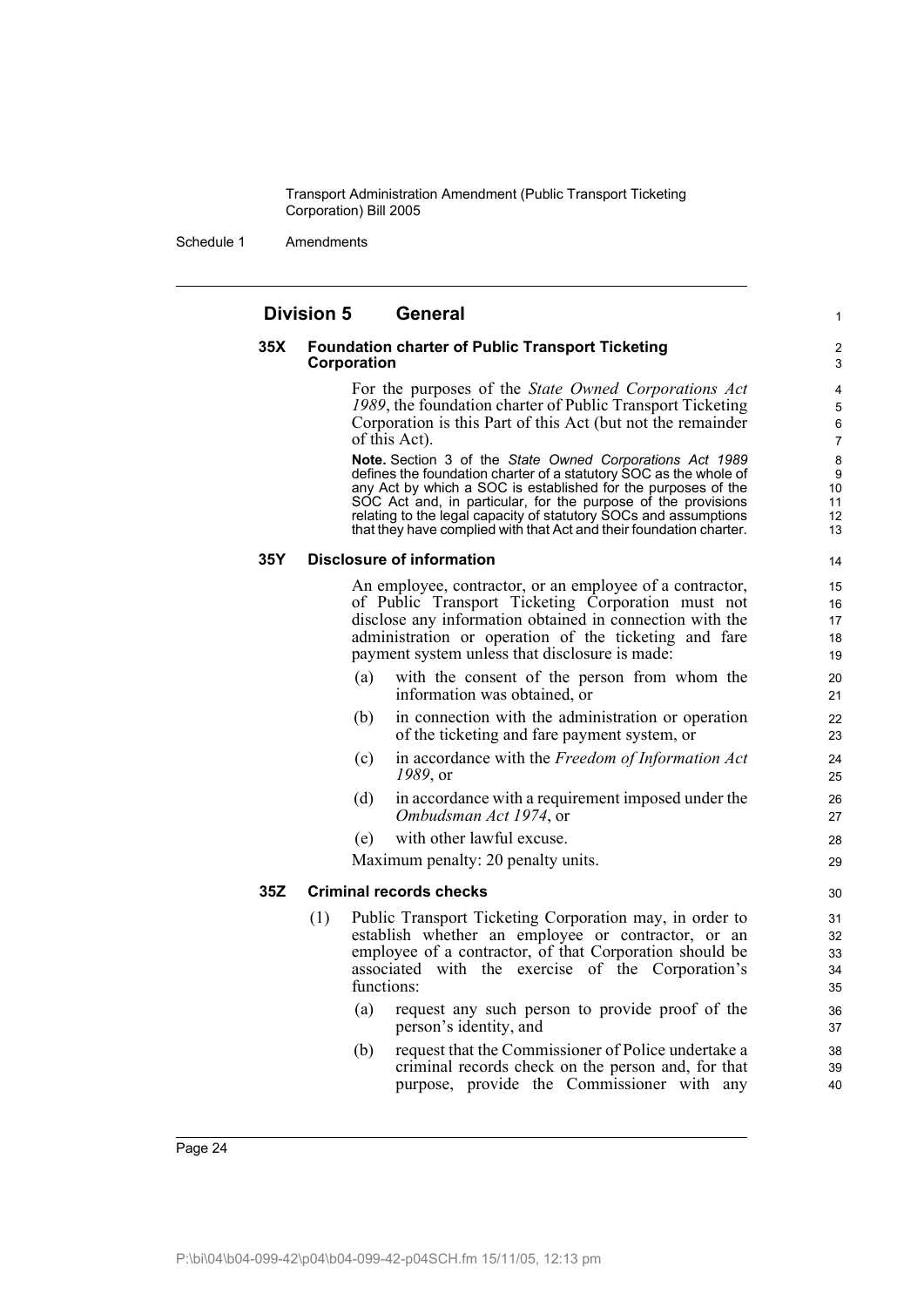## Division 5 General

### 35X Foundation charter of Public Transport Ticketing Corporation

For the purposes of the *State Owned Corporations Act 1989*, the foundation charter of Public Transport Ticketing Corporation is this Part of this Act (but not the remainder of this Act).

**Note.** Section 3 of the *State Owned Corporations Act 1989* defines the foundation charter of a statutory SOC as the whole of any Act by which a SOC is established for the purposes of the SOC Act and, in particular, for the purpose of the provisions relating to the legal capacity of statutory SOCs and assumptions that they have complied with that Act and their foundation charter.

### 35Y Disclosure of information

An employee, contractor, or an employee of a contractor, of Public Transport Ticketing Corporation must not disclose any information obtained in connection with the administration or operation of the ticketing and fare payment system unless that disclosure is made:

(a) with the consent of the person from whom the information was obtained, or

(b) in connection with the administration or operation of the ticketing and fare payment system, or

(c) in accordance with the *Freedom of Information Act 1989*, or

(d) in accordance with a requirement imposed under the *Ombudsman Act 1974*, or

(e) with other lawful excuse.

Maximum penalty: 20 penalty units.

### 35Z Criminal records checks

(1) Public Transport Ticketing Corporation may, in order to establish whether an employee or contractor, or an employee of a contractor, of that Corporation should be associated with the exercise of the Corporation's functions:

(a) request any such person to provide proof of the person's identity, and

(b) request that the Commissioner of Police undertake a criminal records check on the person and, for that purpose, provide the Commissioner with any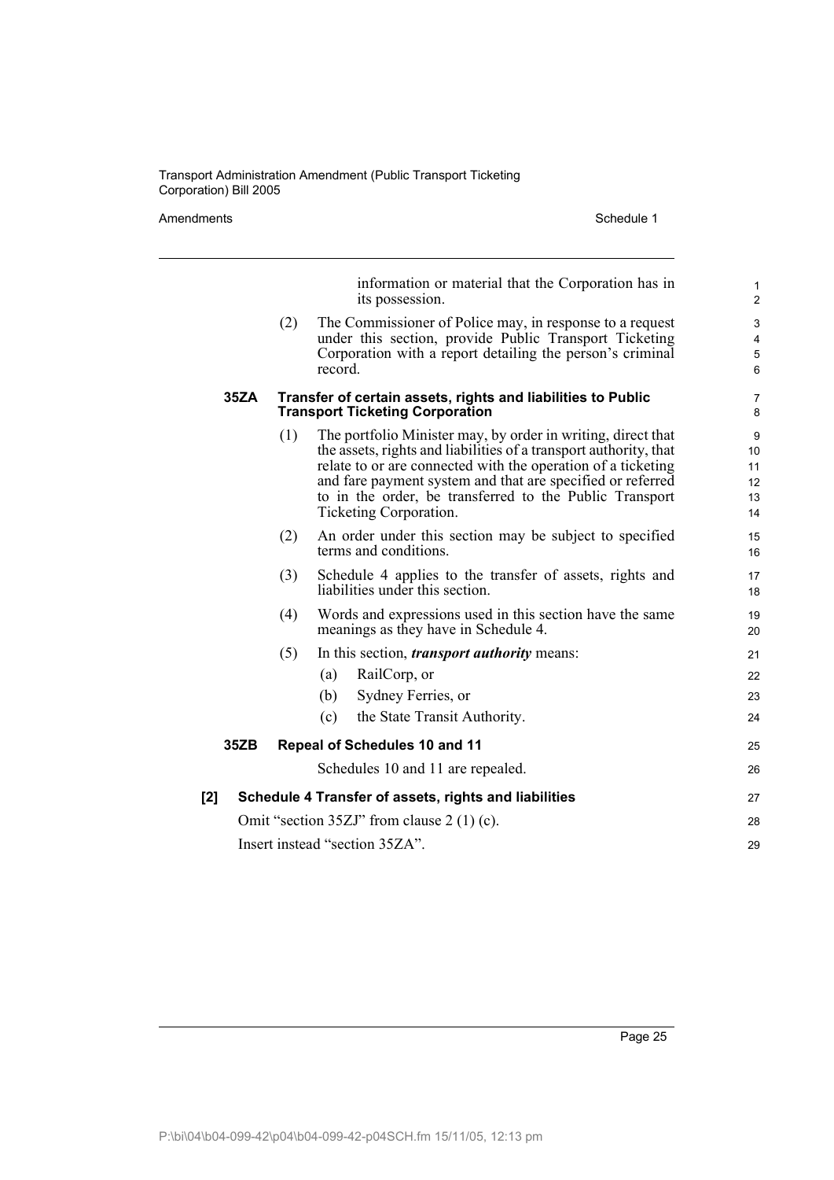information or material that the Corporation has in its possession.

(2) The Commissioner of Police may, in response to a request under this section, provide Public Transport Ticketing Corporation with a report detailing the person's criminal record.

#### 35ZA Transfer of certain assets, rights and liabilities to Public Transport Ticketing Corporation

(1) The portfolio Minister may, by order in writing, direct that the assets, rights and liabilities of a transport authority, that relate to or are connected with the operation of a ticketing and fare payment system and that are specified or referred to in the order, be transferred to the Public Transport Ticketing Corporation.

(2) An order under this section may be subject to specified terms and conditions.

(3) Schedule 4 applies to the transfer of assets, rights and liabilities under this section.

(4) Words and expressions used in this section have the same meanings as they have in Schedule 4.

(5) In this section, ***transport authority*** means:

(a) RailCorp, or

(b) Sydney Ferries, or

(c) the State Transit Authority.

#### 35ZB Repeal of Schedules 10 and 11

Schedules 10 and 11 are repealed.

### [2] Schedule 4 Transfer of assets, rights and liabilities

Omit "section 35ZJ" from clause 2 (1) (c).

Insert instead "section 35ZA".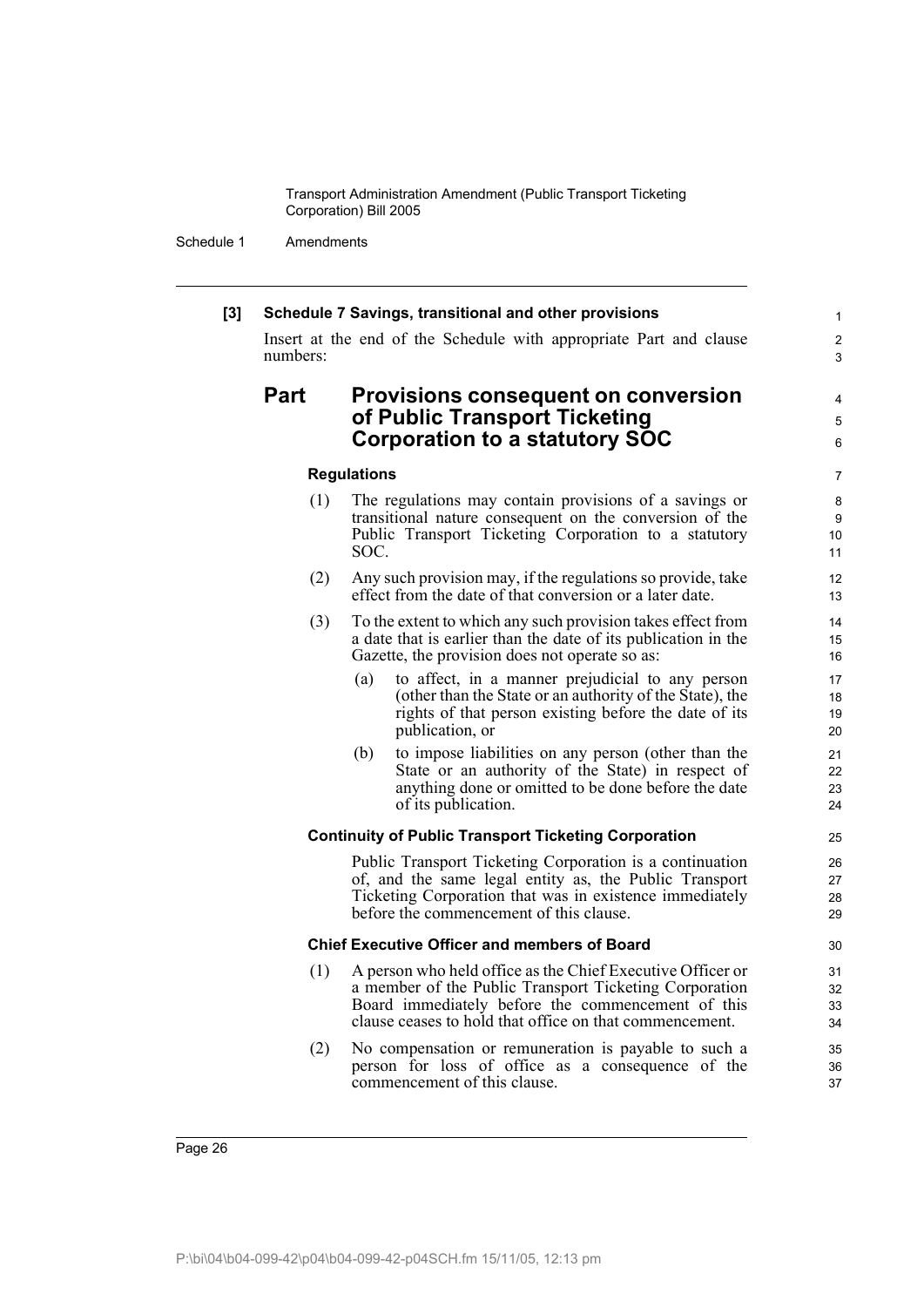**[3] Schedule 7 Savings, transitional and other provisions**

Insert at the end of the Schedule with appropriate Part and clause numbers:

## Part Provisions consequent on conversion of Public Transport Ticketing Corporation to a statutory SOC

### Regulations

(1) The regulations may contain provisions of a savings or transitional nature consequent on the conversion of the Public Transport Ticketing Corporation to a statutory SOC.

(2) Any such provision may, if the regulations so provide, take effect from the date of that conversion or a later date.

(3) To the extent to which any such provision takes effect from a date that is earlier than the date of its publication in the Gazette, the provision does not operate so as:

(a) to affect, in a manner prejudicial to any person (other than the State or an authority of the State), the rights of that person existing before the date of its publication, or

(b) to impose liabilities on any person (other than the State or an authority of the State) in respect of anything done or omitted to be done before the date of its publication.

### Continuity of Public Transport Ticketing Corporation

Public Transport Ticketing Corporation is a continuation of, and the same legal entity as, the Public Transport Ticketing Corporation that was in existence immediately before the commencement of this clause.

### Chief Executive Officer and members of Board

(1) A person who held office as the Chief Executive Officer or a member of the Public Transport Ticketing Corporation Board immediately before the commencement of this clause ceases to hold that office on that commencement.

(2) No compensation or remuneration is payable to such a person for loss of office as a consequence of the commencement of this clause.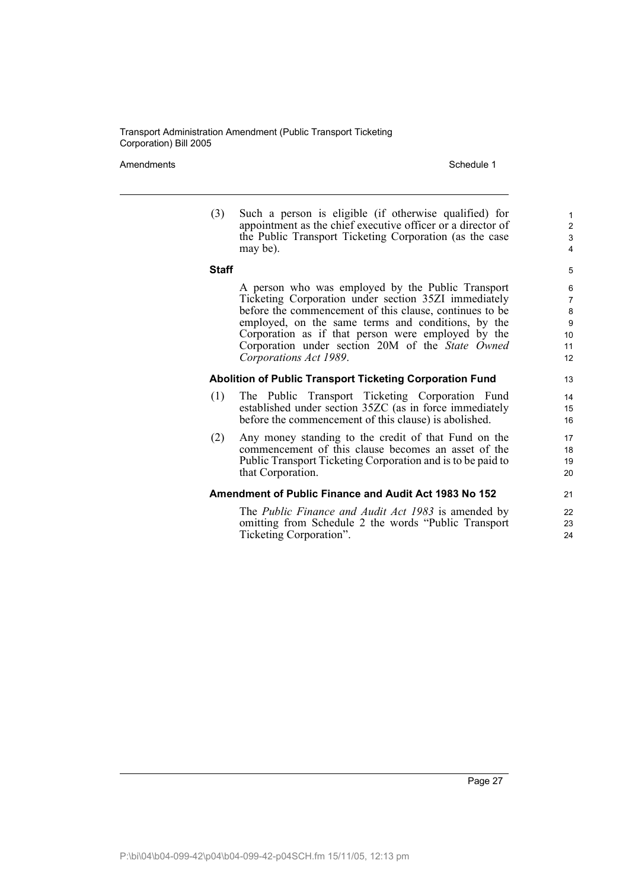(3) Such a person is eligible (if otherwise qualified) for appointment as the chief executive officer or a director of the Public Transport Ticketing Corporation (as the case may be).

**Staff**

A person who was employed by the Public Transport Ticketing Corporation under section 35ZI immediately before the commencement of this clause, continues to be employed, on the same terms and conditions, by the Corporation as if that person were employed by the Corporation under section 20M of the *State Owned Corporations Act 1989*.

**Abolition of Public Transport Ticketing Corporation Fund**

(1) The Public Transport Ticketing Corporation Fund established under section 35ZC (as in force immediately before the commencement of this clause) is abolished.

(2) Any money standing to the credit of that Fund on the commencement of this clause becomes an asset of the Public Transport Ticketing Corporation and is to be paid to that Corporation.

**Amendment of Public Finance and Audit Act 1983 No 152**

The *Public Finance and Audit Act 1983* is amended by omitting from Schedule 2 the words "Public Transport Ticketing Corporation".